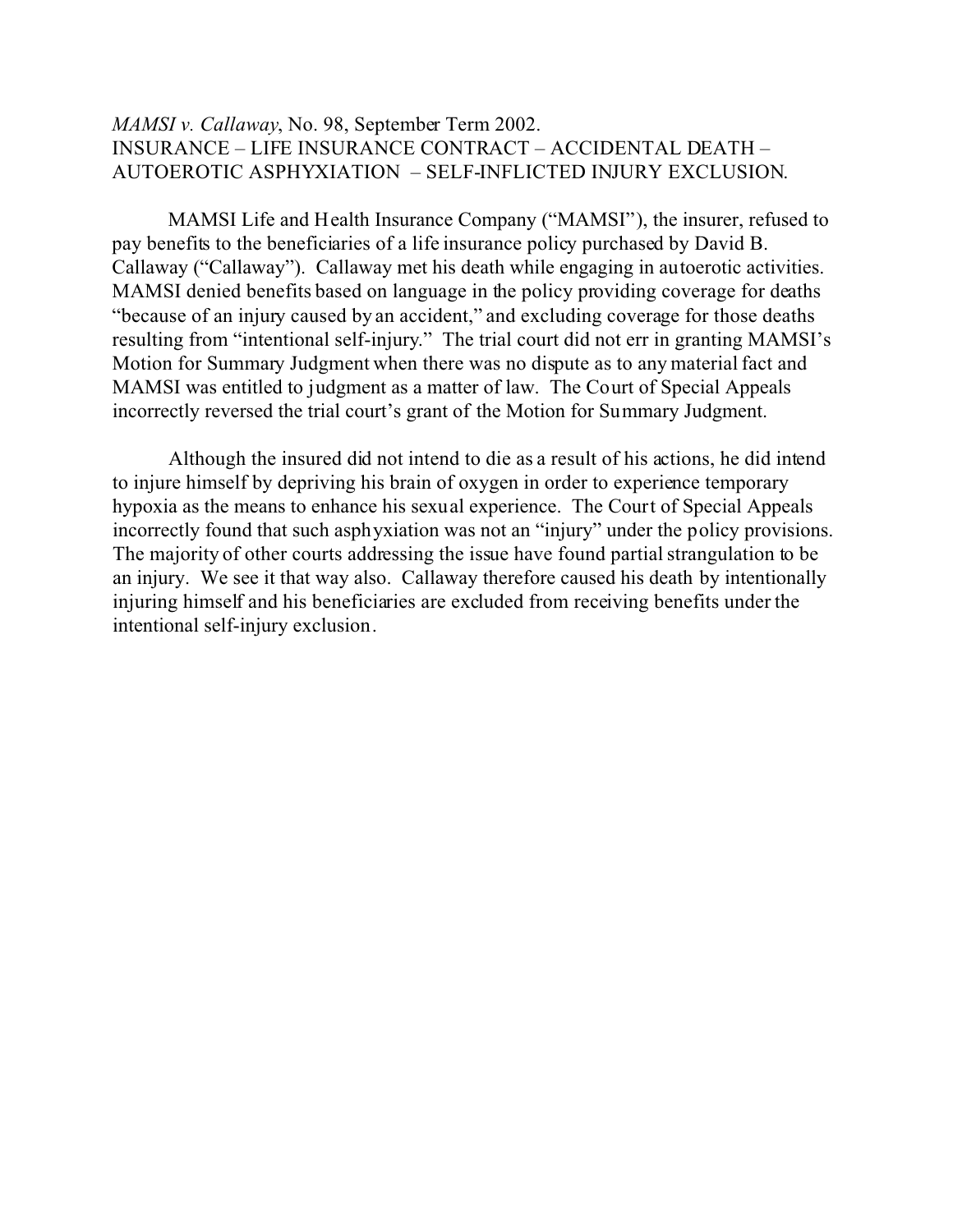*MAMSI v. Callaway*, No. 98, September Term 2002.
INSURANCE – LIFE INSURANCE CONTRACT – ACCIDENTAL DEATH – AUTOEROTIC ASPHYXIATION – SELF-INFLICTED INJURY EXCLUSION.

MAMSI Life and Health Insurance Company ("MAMSI"), the insurer, refused to pay benefits to the beneficiaries of a life insurance policy purchased by David B. Callaway ("Callaway"). Callaway met his death while engaging in autoerotic activities. MAMSI denied benefits based on language in the policy providing coverage for deaths "because of an injury caused by an accident," and excluding coverage for those deaths resulting from "intentional self-injury." The trial court did not err in granting MAMSI's Motion for Summary Judgment when there was no dispute as to any material fact and MAMSI was entitled to judgment as a matter of law. The Court of Special Appeals incorrectly reversed the trial court's grant of the Motion for Summary Judgment.

Although the insured did not intend to die as a result of his actions, he did intend to injure himself by depriving his brain of oxygen in order to experience temporary hypoxia as the means to enhance his sexual experience. The Court of Special Appeals incorrectly found that such asphyxiation was not an "injury" under the policy provisions. The majority of other courts addressing the issue have found partial strangulation to be an injury. We see it that way also. Callaway therefore caused his death by intentionally injuring himself and his beneficiaries are excluded from receiving benefits under the intentional self-injury exclusion.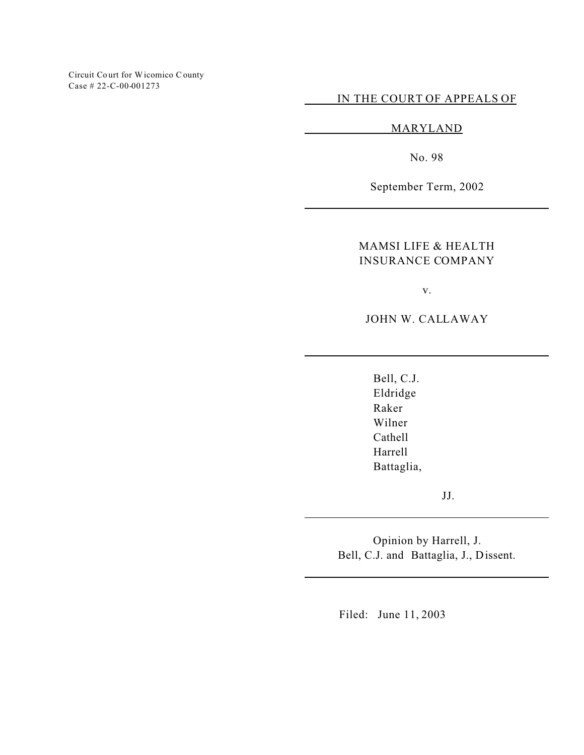Circuit Court for Wicomico County
Case # 22-C-00-001273

IN THE COURT OF APPEALS OF

MARYLAND

No. 98

September Term, 2002

---

MAMSI LIFE & HEALTH
INSURANCE COMPANY

v.

JOHN W. CALLAWAY

---

Bell, C.J.
Eldridge
Raker
Wilner
Cathell
Harrell
Battaglia,

JJ.

---

Opinion by Harrell, J.
Bell, C.J. and Battaglia, J., Dissent.

---

Filed: June 11, 2003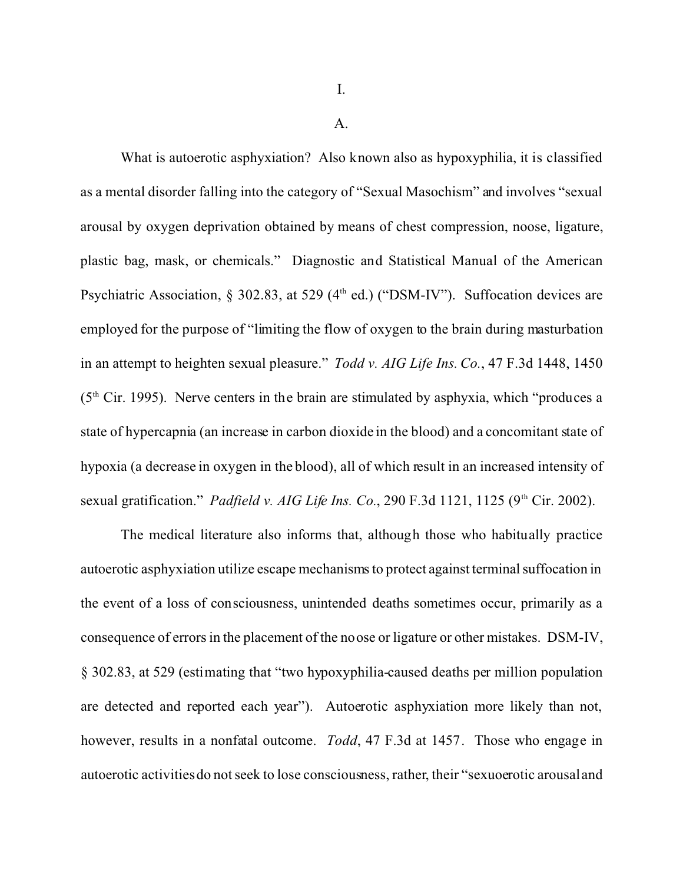I.

A.

What is autoerotic asphyxiation? Also known also as hypoxyphilia, it is classified as a mental disorder falling into the category of "Sexual Masochism" and involves "sexual arousal by oxygen deprivation obtained by means of chest compression, noose, ligature, plastic bag, mask, or chemicals." Diagnostic and Statistical Manual of the American Psychiatric Association, § 302.83, at 529 (4th ed.) ("DSM-IV"). Suffocation devices are employed for the purpose of "limiting the flow of oxygen to the brain during masturbation in an attempt to heighten sexual pleasure." *Todd v. AIG Life Ins. Co.*, 47 F.3d 1448, 1450 (5th Cir. 1995). Nerve centers in the brain are stimulated by asphyxia, which "produces a state of hypercapnia (an increase in carbon dioxide in the blood) and a concomitant state of hypoxia (a decrease in oxygen in the blood), all of which result in an increased intensity of sexual gratification." *Padfield v. AIG Life Ins. Co.*, 290 F.3d 1121, 1125 (9th Cir. 2002).

The medical literature also informs that, although those who habitually practice autoerotic asphyxiation utilize escape mechanisms to protect against terminal suffocation in the event of a loss of consciousness, unintended deaths sometimes occur, primarily as a consequence of errors in the placement of the noose or ligature or other mistakes. DSM-IV, § 302.83, at 529 (estimating that "two hypoxyphilia-caused deaths per million population are detected and reported each year"). Autoerotic asphyxiation more likely than not, however, results in a nonfatal outcome. *Todd*, 47 F.3d at 1457. Those who engage in autoerotic activities do not seek to lose consciousness, rather, their "sexuoerotic arousal and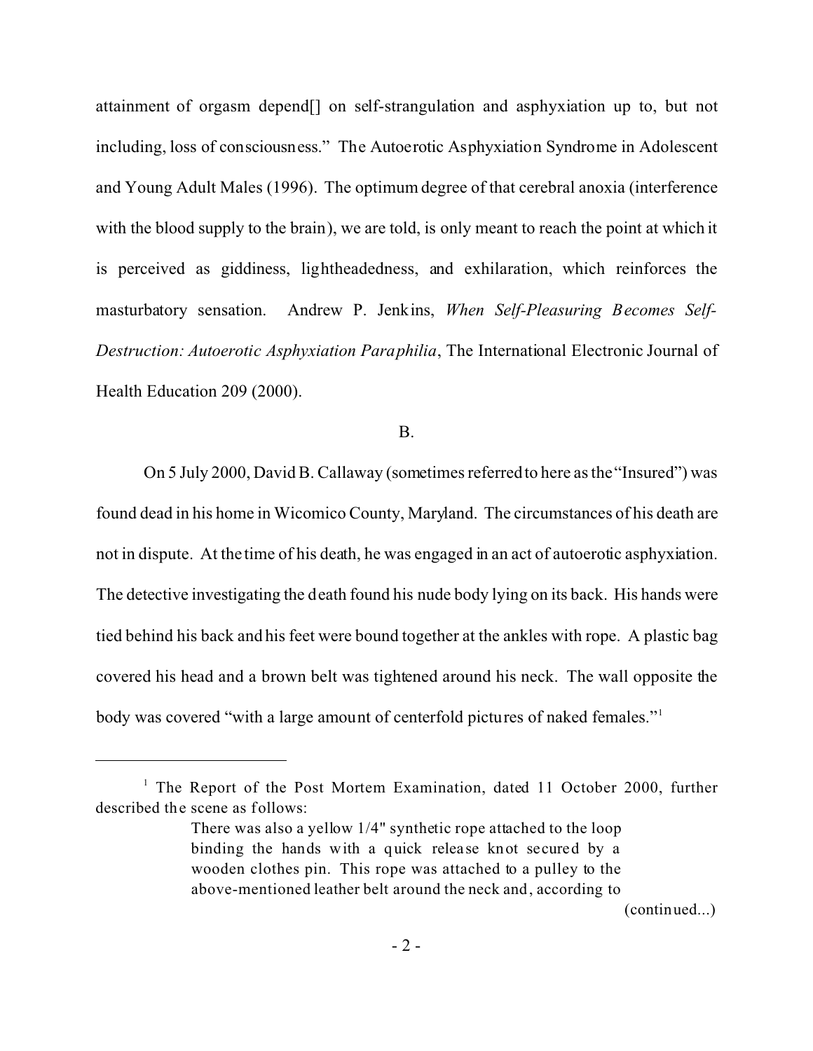attainment of orgasm depend[] on self-strangulation and asphyxiation up to, but not including, loss of consciousness." The Autoerotic Asphyxiation Syndrome in Adolescent and Young Adult Males (1996). The optimum degree of that cerebral anoxia (interference with the blood supply to the brain), we are told, is only meant to reach the point at which it is perceived as giddiness, lightheadedness, and exhilaration, which reinforces the masturbatory sensation. Andrew P. Jenkins, *When Self-Pleasuring Becomes Self-Destruction: Autoerotic Asphyxiation Paraphilia*, The International Electronic Journal of Health Education 209 (2000).

B.

On 5 July 2000, David B. Callaway (sometimes referred to here as the "Insured") was found dead in his home in Wicomico County, Maryland. The circumstances of his death are not in dispute. At the time of his death, he was engaged in an act of autoerotic asphyxiation. The detective investigating the death found his nude body lying on its back. His hands were tied behind his back and his feet were bound together at the ankles with rope. A plastic bag covered his head and a brown belt was tightened around his neck. The wall opposite the body was covered "with a large amount of centerfold pictures of naked females."[1]

---

[1] The Report of the Post Mortem Examination, dated 11 October 2000, further described the scene as follows:

> There was also a yellow 1/4" synthetic rope attached to the loop binding the hands with a quick release knot secured by a wooden clothes pin. This rope was attached to a pulley to the above-mentioned leather belt around the neck and, according to

(continued...)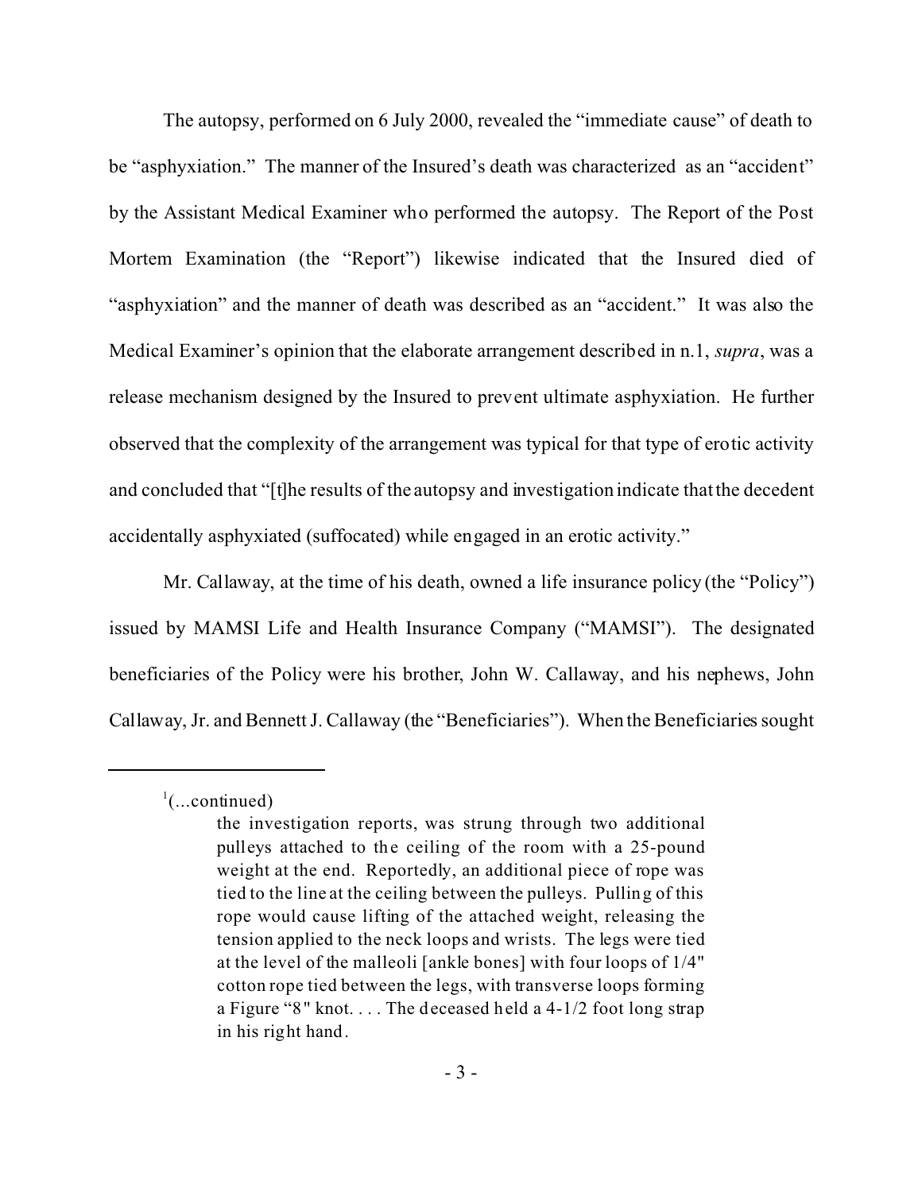The autopsy, performed on 6 July 2000, revealed the "immediate cause" of death to be "asphyxiation." The manner of the Insured's death was characterized as an "accident" by the Assistant Medical Examiner who performed the autopsy. The Report of the Post Mortem Examination (the "Report") likewise indicated that the Insured died of "asphyxiation" and the manner of death was described as an "accident." It was also the Medical Examiner's opinion that the elaborate arrangement described in n.1, *supra*, was a release mechanism designed by the Insured to prevent ultimate asphyxiation. He further observed that the complexity of the arrangement was typical for that type of erotic activity and concluded that "[t]he results of the autopsy and investigation indicate that the decedent accidentally asphyxiated (suffocated) while engaged in an erotic activity."

Mr. Callaway, at the time of his death, owned a life insurance policy (the "Policy") issued by MAMSI Life and Health Insurance Company ("MAMSI"). The designated beneficiaries of the Policy were his brother, John W. Callaway, and his nephews, John Callaway, Jr. and Bennett J. Callaway (the "Beneficiaries"). When the Beneficiaries sought

---

[1](...continued)

> the investigation reports, was strung through two additional pulleys attached to the ceiling of the room with a 25-pound weight at the end. Reportedly, an additional piece of rope was tied to the line at the ceiling between the pulleys. Pulling of this rope would cause lifting of the attached weight, releasing the tension applied to the neck loops and wrists. The legs were tied at the level of the malleoli [ankle bones] with four loops of 1/4" cotton rope tied between the legs, with transverse loops forming a Figure "8" knot. . . . The deceased held a 4-1/2 foot long strap in his right hand.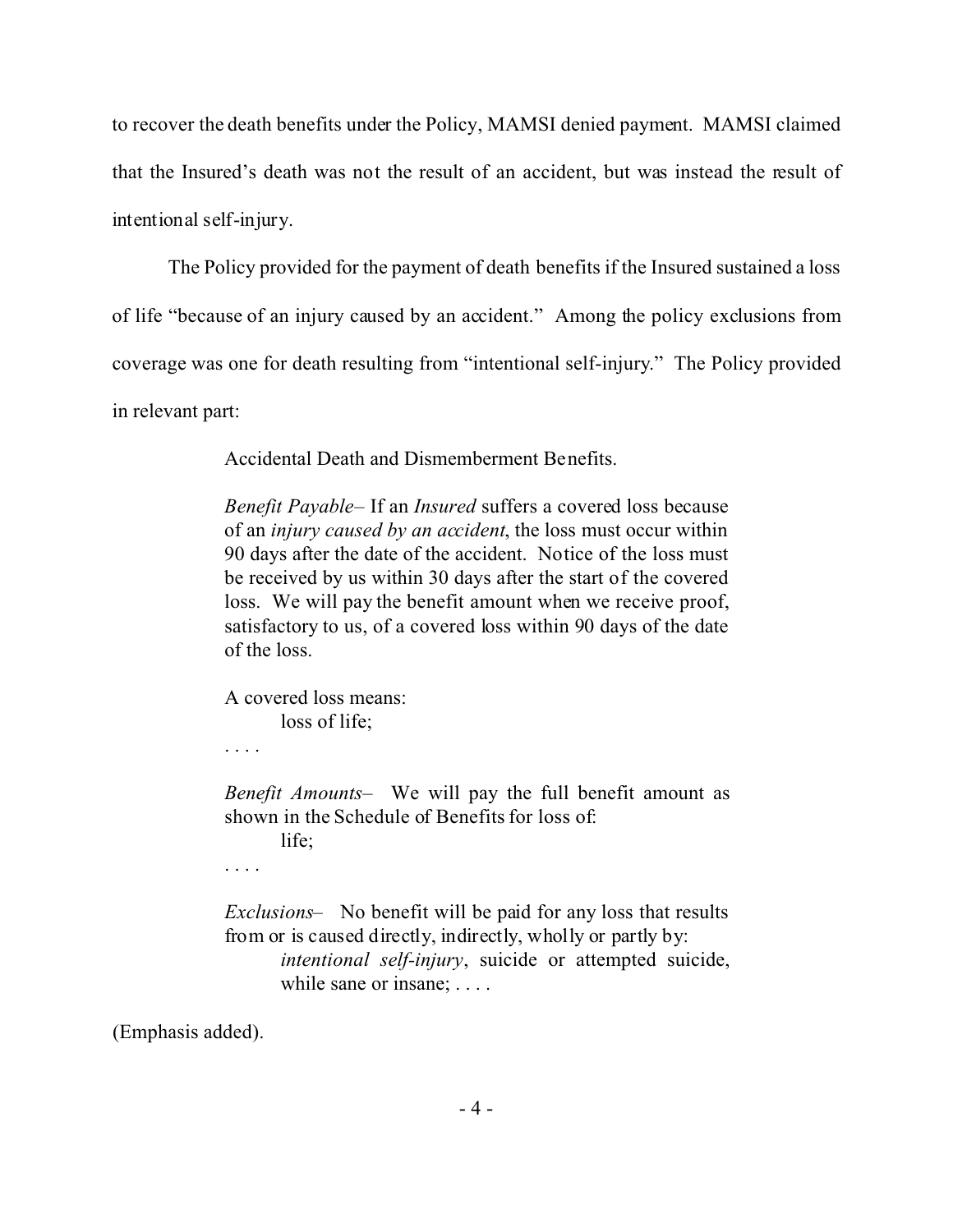to recover the death benefits under the Policy, MAMSI denied payment. MAMSI claimed that the Insured's death was not the result of an accident, but was instead the result of intentional self-injury.

The Policy provided for the payment of death benefits if the Insured sustained a loss of life "because of an injury caused by an accident." Among the policy exclusions from coverage was one for death resulting from "intentional self-injury." The Policy provided in relevant part:

> Accidental Death and Dismemberment Benefits.
>
> *Benefit Payable*– If an *Insured* suffers a covered loss because of an *injury caused by an accident*, the loss must occur within 90 days after the date of the accident. Notice of the loss must be received by us within 30 days after the start of the covered loss. We will pay the benefit amount when we receive proof, satisfactory to us, of a covered loss within 90 days of the date of the loss.
>
> A covered loss means:
> loss of life;
>
> . . . .
>
> *Benefit Amounts*– We will pay the full benefit amount as shown in the Schedule of Benefits for loss of:
> life;
>
> . . . .
>
> *Exclusions*– No benefit will be paid for any loss that results from or is caused directly, indirectly, wholly or partly by:
> *intentional self-injury*, suicide or attempted suicide, while sane or insane; . . . .

(Emphasis added).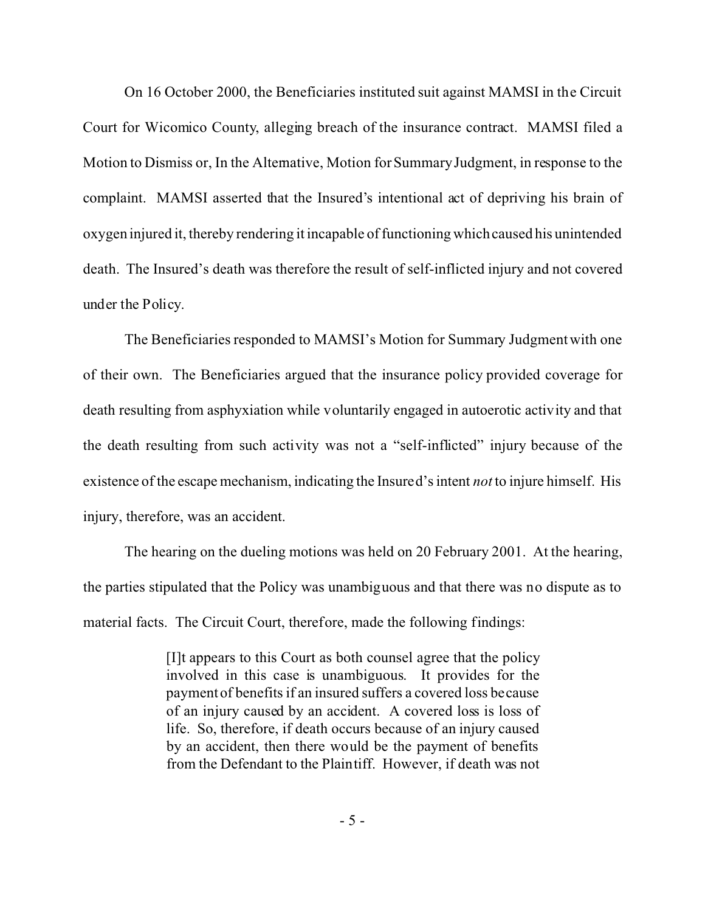On 16 October 2000, the Beneficiaries instituted suit against MAMSI in the Circuit Court for Wicomico County, alleging breach of the insurance contract. MAMSI filed a Motion to Dismiss or, In the Alternative, Motion for Summary Judgment, in response to the complaint. MAMSI asserted that the Insured's intentional act of depriving his brain of oxygen injured it, thereby rendering it incapable of functioning which caused his unintended death. The Insured's death was therefore the result of self-inflicted injury and not covered under the Policy.

The Beneficiaries responded to MAMSI's Motion for Summary Judgment with one of their own. The Beneficiaries argued that the insurance policy provided coverage for death resulting from asphyxiation while voluntarily engaged in autoerotic activity and that the death resulting from such activity was not a "self-inflicted" injury because of the existence of the escape mechanism, indicating the Insured's intent *not* to injure himself. His injury, therefore, was an accident.

The hearing on the dueling motions was held on 20 February 2001. At the hearing, the parties stipulated that the Policy was unambiguous and that there was no dispute as to material facts. The Circuit Court, therefore, made the following findings:

> [I]t appears to this Court as both counsel agree that the policy involved in this case is unambiguous. It provides for the payment of benefits if an insured suffers a covered loss because of an injury caused by an accident. A covered loss is loss of life. So, therefore, if death occurs because of an injury caused by an accident, then there would be the payment of benefits from the Defendant to the Plaintiff. However, if death was not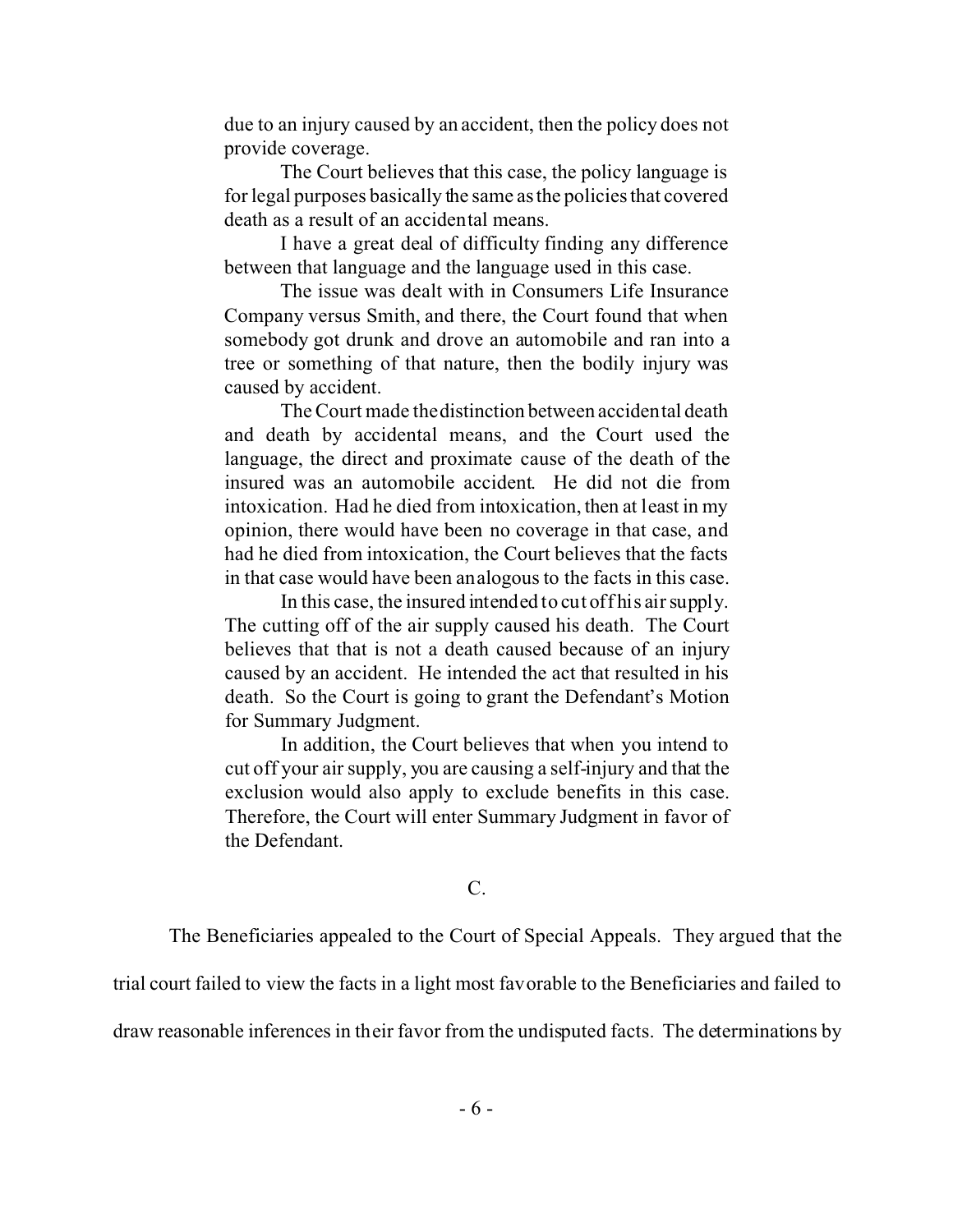due to an injury caused by an accident, then the policy does not provide coverage.

The Court believes that this case, the policy language is for legal purposes basically the same as the policies that covered death as a result of an accidental means.

I have a great deal of difficulty finding any difference between that language and the language used in this case.

The issue was dealt with in Consumers Life Insurance Company versus Smith, and there, the Court found that when somebody got drunk and drove an automobile and ran into a tree or something of that nature, then the bodily injury was caused by accident.

The Court made the distinction between accidental death and death by accidental means, and the Court used the language, the direct and proximate cause of the death of the insured was an automobile accident. He did not die from intoxication. Had he died from intoxication, then at least in my opinion, there would have been no coverage in that case, and had he died from intoxication, the Court believes that the facts in that case would have been analogous to the facts in this case.

In this case, the insured intended to cut off his air supply. The cutting off of the air supply caused his death. The Court believes that that is not a death caused because of an injury caused by an accident. He intended the act that resulted in his death. So the Court is going to grant the Defendant's Motion for Summary Judgment.

In addition, the Court believes that when you intend to cut off your air supply, you are causing a self-injury and that the exclusion would also apply to exclude benefits in this case. Therefore, the Court will enter Summary Judgment in favor of the Defendant.

C.

The Beneficiaries appealed to the Court of Special Appeals. They argued that the trial court failed to view the facts in a light most favorable to the Beneficiaries and failed to draw reasonable inferences in their favor from the undisputed facts. The determinations by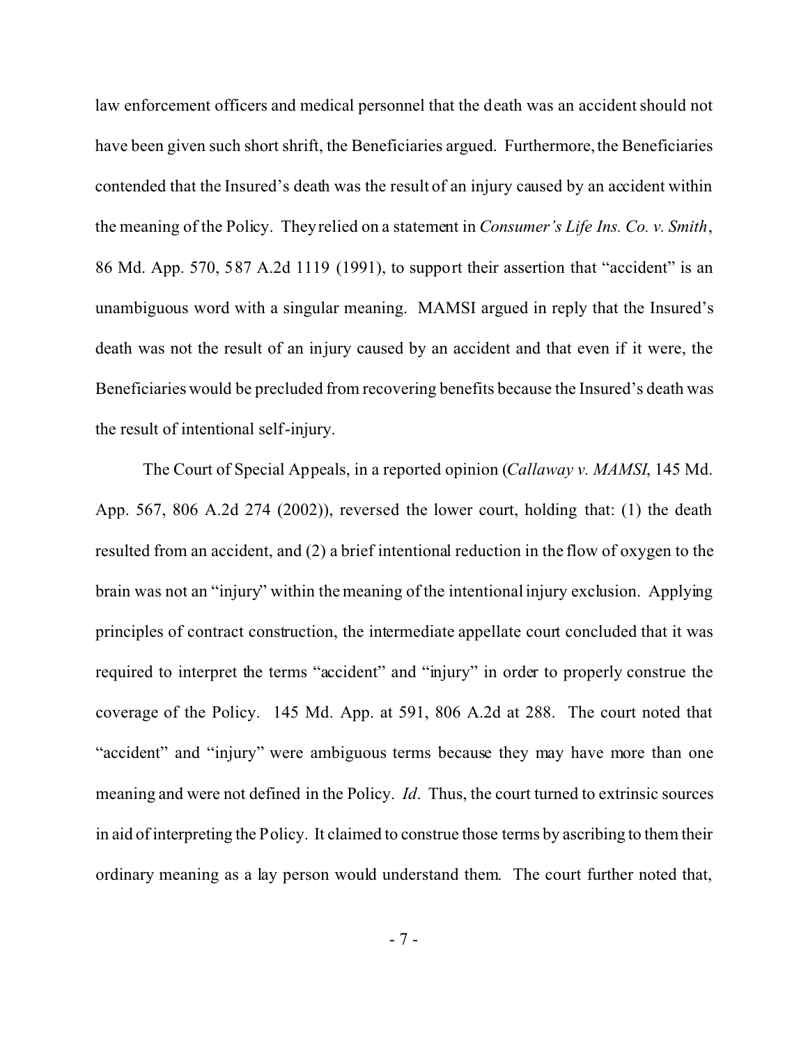law enforcement officers and medical personnel that the death was an accident should not have been given such short shrift, the Beneficiaries argued. Furthermore, the Beneficiaries contended that the Insured's death was the result of an injury caused by an accident within the meaning of the Policy. They relied on a statement in *Consumer's Life Ins. Co. v. Smith*, 86 Md. App. 570, 587 A.2d 1119 (1991), to support their assertion that "accident" is an unambiguous word with a singular meaning. MAMSI argued in reply that the Insured's death was not the result of an injury caused by an accident and that even if it were, the Beneficiaries would be precluded from recovering benefits because the Insured's death was the result of intentional self-injury.

The Court of Special Appeals, in a reported opinion (*Callaway v. MAMSI*, 145 Md. App. 567, 806 A.2d 274 (2002)), reversed the lower court, holding that: (1) the death resulted from an accident, and (2) a brief intentional reduction in the flow of oxygen to the brain was not an "injury" within the meaning of the intentional injury exclusion. Applying principles of contract construction, the intermediate appellate court concluded that it was required to interpret the terms "accident" and "injury" in order to properly construe the coverage of the Policy. 145 Md. App. at 591, 806 A.2d at 288. The court noted that "accident" and "injury" were ambiguous terms because they may have more than one meaning and were not defined in the Policy. *Id*. Thus, the court turned to extrinsic sources in aid of interpreting the Policy. It claimed to construe those terms by ascribing to them their ordinary meaning as a lay person would understand them. The court further noted that,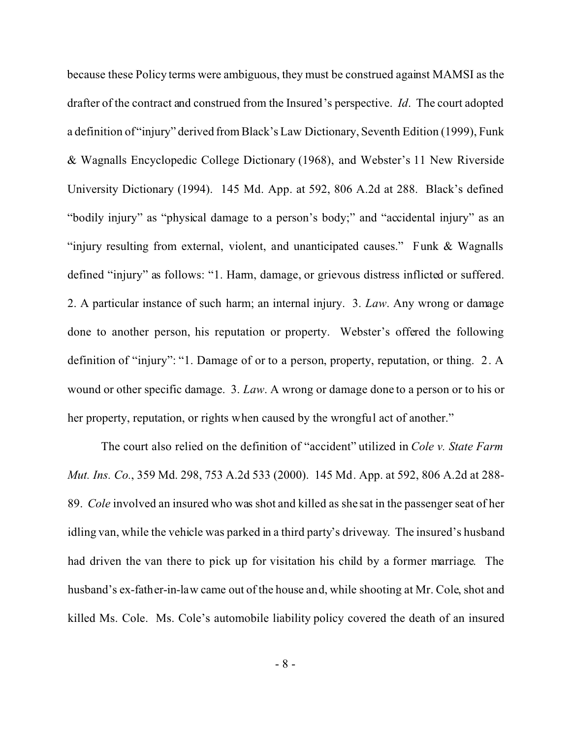because these Policy terms were ambiguous, they must be construed against MAMSI as the drafter of the contract and construed from the Insured's perspective. *Id*. The court adopted a definition of "injury" derived from Black's Law Dictionary, Seventh Edition (1999), Funk & Wagnalls Encyclopedic College Dictionary (1968), and Webster's 11 New Riverside University Dictionary (1994). 145 Md. App. at 592, 806 A.2d at 288. Black's defined "bodily injury" as "physical damage to a person's body;" and "accidental injury" as an "injury resulting from external, violent, and unanticipated causes." Funk & Wagnalls defined "injury" as follows: "1. Harm, damage, or grievous distress inflicted or suffered. 2. A particular instance of such harm; an internal injury. 3. *Law*. Any wrong or damage done to another person, his reputation or property. Webster's offered the following definition of "injury": "1. Damage of or to a person, property, reputation, or thing. 2. A wound or other specific damage. 3. *Law*. A wrong or damage done to a person or to his or her property, reputation, or rights when caused by the wrongful act of another."

The court also relied on the definition of "accident" utilized in *Cole v. State Farm Mut. Ins. Co.*, 359 Md. 298, 753 A.2d 533 (2000). 145 Md. App. at 592, 806 A.2d at 288-89. *Cole* involved an insured who was shot and killed as she sat in the passenger seat of her idling van, while the vehicle was parked in a third party's driveway. The insured's husband had driven the van there to pick up for visitation his child by a former marriage. The husband's ex-father-in-law came out of the house and, while shooting at Mr. Cole, shot and killed Ms. Cole. Ms. Cole's automobile liability policy covered the death of an insured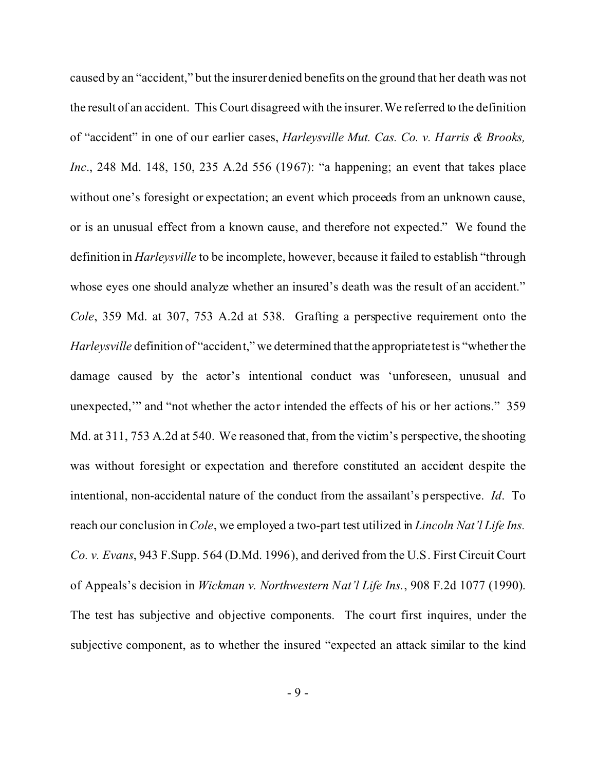caused by an "accident," but the insurer denied benefits on the ground that her death was not the result of an accident. This Court disagreed with the insurer. We referred to the definition of "accident" in one of our earlier cases, *Harleysville Mut. Cas. Co. v. Harris & Brooks, Inc*., 248 Md. 148, 150, 235 A.2d 556 (1967): "a happening; an event that takes place without one's foresight or expectation; an event which proceeds from an unknown cause, or is an unusual effect from a known cause, and therefore not expected." We found the definition in *Harleysville* to be incomplete, however, because it failed to establish "through whose eyes one should analyze whether an insured's death was the result of an accident." *Cole*, 359 Md. at 307, 753 A.2d at 538. Grafting a perspective requirement onto the *Harleysville* definition of "accident," we determined that the appropriate test is "whether the damage caused by the actor's intentional conduct was 'unforeseen, unusual and unexpected,'" and "not whether the actor intended the effects of his or her actions." 359 Md. at 311, 753 A.2d at 540. We reasoned that, from the victim's perspective, the shooting was without foresight or expectation and therefore constituted an accident despite the intentional, non-accidental nature of the conduct from the assailant's perspective. *Id*. To reach our conclusion in *Cole*, we employed a two-part test utilized in *Lincoln Nat'l Life Ins. Co. v. Evans*, 943 F.Supp. 564 (D.Md. 1996), and derived from the U.S. First Circuit Court of Appeals's decision in *Wickman v. Northwestern Nat'l Life Ins.*, 908 F.2d 1077 (1990). The test has subjective and objective components. The court first inquires, under the subjective component, as to whether the insured "expected an attack similar to the kind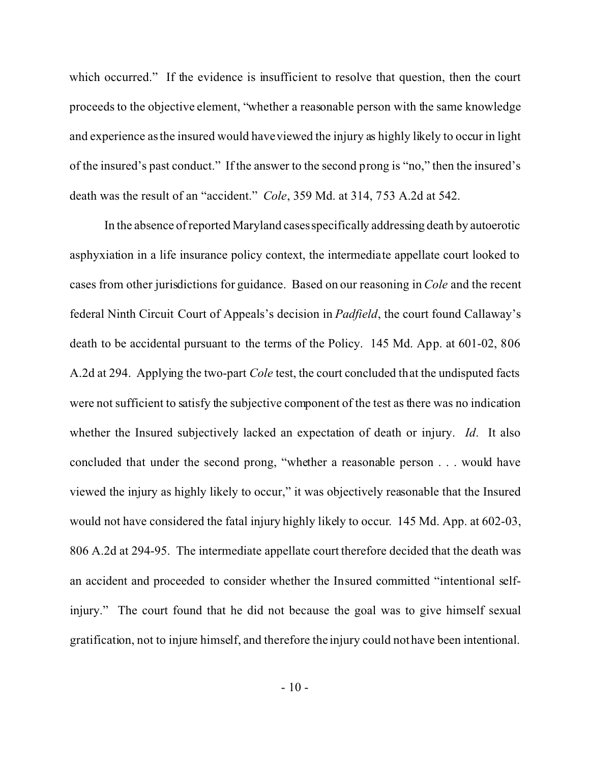which occurred." If the evidence is insufficient to resolve that question, then the court proceeds to the objective element, "whether a reasonable person with the same knowledge and experience as the insured would have viewed the injury as highly likely to occur in light of the insured's past conduct." If the answer to the second prong is "no," then the insured's death was the result of an "accident." *Cole*, 359 Md. at 314, 753 A.2d at 542.

In the absence of reported Maryland cases specifically addressing death by autoerotic asphyxiation in a life insurance policy context, the intermediate appellate court looked to cases from other jurisdictions for guidance. Based on our reasoning in *Cole* and the recent federal Ninth Circuit Court of Appeals's decision in *Padfield*, the court found Callaway's death to be accidental pursuant to the terms of the Policy. 145 Md. App. at 601-02, 806 A.2d at 294. Applying the two-part *Cole* test, the court concluded that the undisputed facts were not sufficient to satisfy the subjective component of the test as there was no indication whether the Insured subjectively lacked an expectation of death or injury. *Id*. It also concluded that under the second prong, "whether a reasonable person . . . would have viewed the injury as highly likely to occur," it was objectively reasonable that the Insured would not have considered the fatal injury highly likely to occur. 145 Md. App. at 602-03, 806 A.2d at 294-95. The intermediate appellate court therefore decided that the death was an accident and proceeded to consider whether the Insured committed "intentional self-injury." The court found that he did not because the goal was to give himself sexual gratification, not to injure himself, and therefore the injury could not have been intentional.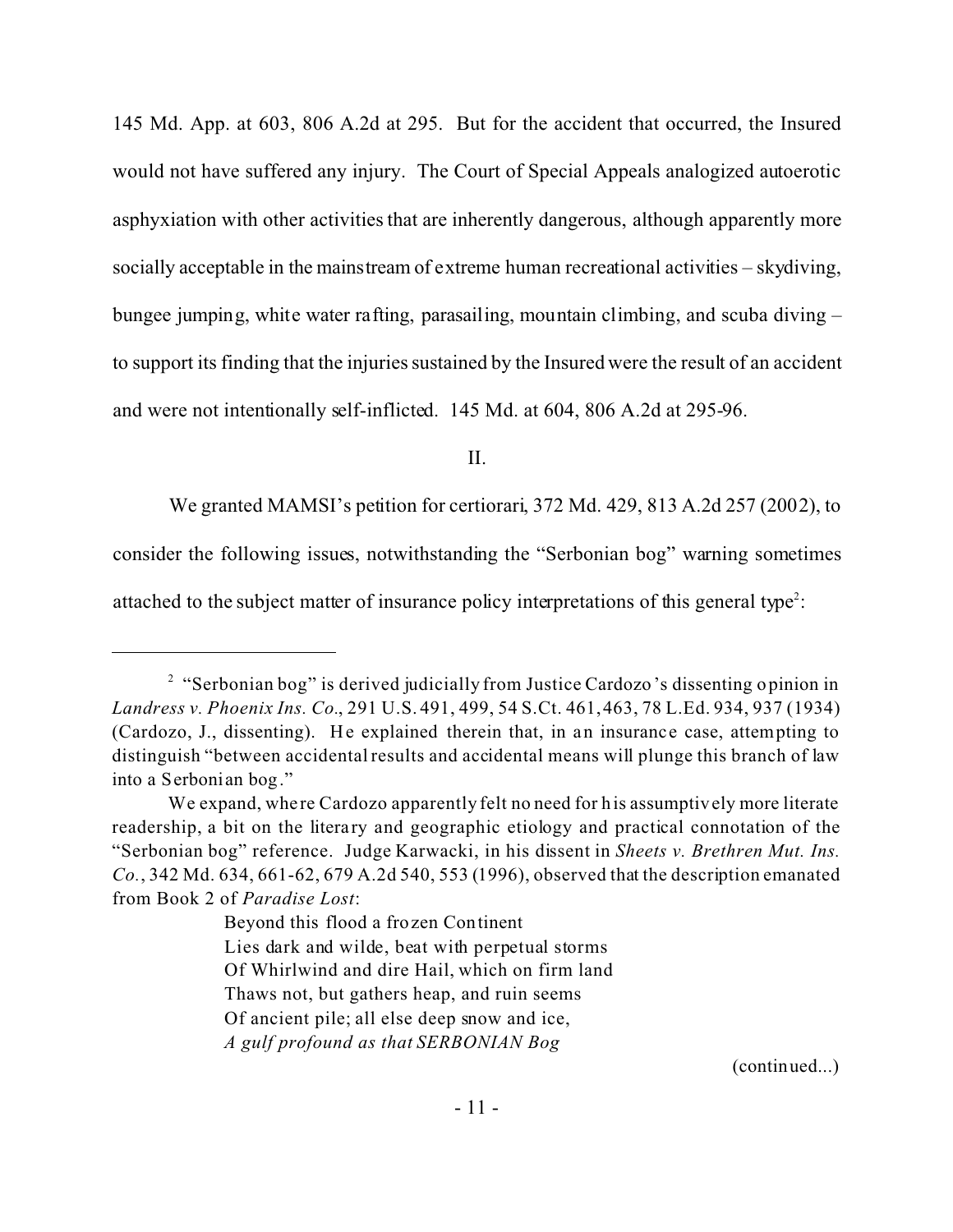145 Md. App. at 603, 806 A.2d at 295. But for the accident that occurred, the Insured would not have suffered any injury. The Court of Special Appeals analogized autoerotic asphyxiation with other activities that are inherently dangerous, although apparently more socially acceptable in the mainstream of extreme human recreational activities – skydiving, bungee jumping, white water rafting, parasailing, mountain climbing, and scuba diving – to support its finding that the injuries sustained by the Insured were the result of an accident and were not intentionally self-inflicted. 145 Md. at 604, 806 A.2d at 295-96.

II.

We granted MAMSI's petition for certiorari, 372 Md. 429, 813 A.2d 257 (2002), to consider the following issues, notwithstanding the "Serbonian bog" warning sometimes attached to the subject matter of insurance policy interpretations of this general type[2]:

---

[2] "Serbonian bog" is derived judicially from Justice Cardozo's dissenting opinion in *Landress v. Phoenix Ins. Co*., 291 U.S. 491, 499, 54 S.Ct. 461, 463, 78 L.Ed. 934, 937 (1934) (Cardozo, J., dissenting). He explained therein that, in an insurance case, attempting to distinguish "between accidental results and accidental means will plunge this branch of law into a Serbonian bog."

We expand, where Cardozo apparently felt no need for his assumptively more literate readership, a bit on the literary and geographic etiology and practical connotation of the "Serbonian bog" reference. Judge Karwacki, in his dissent in *Sheets v. Brethren Mut. Ins. Co.*, 342 Md. 634, 661-62, 679 A.2d 540, 553 (1996), observed that the description emanated from Book 2 of *Paradise Lost*:

> Beyond this flood a frozen Continent
> Lies dark and wilde, beat with perpetual storms
> Of Whirlwind and dire Hail, which on firm land
> Thaws not, but gathers heap, and ruin seems
> Of ancient pile; all else deep snow and ice,
> *A gulf profound as that SERBONIAN Bog*

(continued...)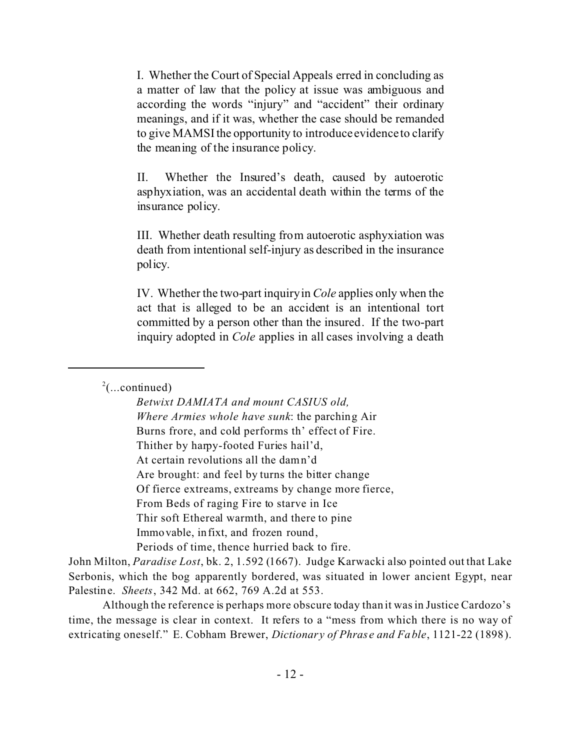I. Whether the Court of Special Appeals erred in concluding as a matter of law that the policy at issue was ambiguous and according the words "injury" and "accident" their ordinary meanings, and if it was, whether the case should be remanded to give MAMSI the opportunity to introduce evidence to clarify the meaning of the insurance policy.

II. Whether the Insured's death, caused by autoerotic asphyxiation, was an accidental death within the terms of the insurance policy.

III. Whether death resulting from autoerotic asphyxiation was death from intentional self-injury as described in the insurance policy.

IV. Whether the two-part inquiry in *Cole* applies only when the act that is alleged to be an accident is an intentional tort committed by a person other than the insured. If the two-part inquiry adopted in *Cole* applies in all cases involving a death

---

[2](...continued)

> *Betwixt DAMIATA and mount CASIUS old,*
> *Where Armies whole have sunk*: the parching Air
> Burns frore, and cold performs th' effect of Fire.
> Thither by harpy-footed Furies hail'd,
> At certain revolutions all the damn'd
> Are brought: and feel by turns the bitter change
> Of fierce extreams, extreams by change more fierce,
> From Beds of raging Fire to starve in Ice
> Thir soft Ethereal warmth, and there to pine
> Immovable, infixt, and frozen round,
> Periods of time, thence hurried back to fire.

John Milton, *Paradise Lost*, bk. 2, 1.592 (1667). Judge Karwacki also pointed out that Lake Serbonis, which the bog apparently bordered, was situated in lower ancient Egypt, near Palestine. *Sheets*, 342 Md. at 662, 769 A.2d at 553.

Although the reference is perhaps more obscure today than it was in Justice Cardozo's time, the message is clear in context. It refers to a "mess from which there is no way of extricating oneself." E. Cobham Brewer, *Dictionary of Phrase and Fable*, 1121-22 (1898).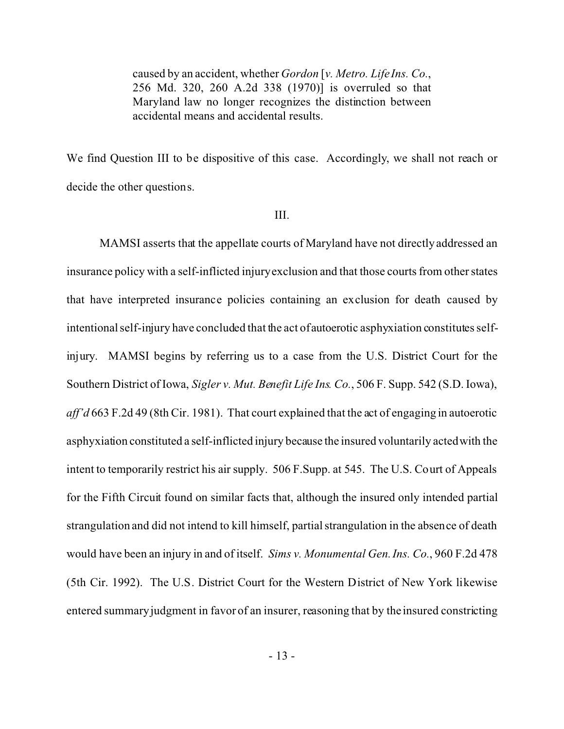> caused by an accident, whether *Gordon* [*v. Metro. Life Ins. Co.*, 256 Md. 320, 260 A.2d 338 (1970)] is overruled so that Maryland law no longer recognizes the distinction between accidental means and accidental results.

We find Question III to be dispositive of this case. Accordingly, we shall not reach or decide the other questions.

III.

MAMSI asserts that the appellate courts of Maryland have not directly addressed an insurance policy with a self-inflicted injury exclusion and that those courts from other states that have interpreted insurance policies containing an exclusion for death caused by intentional self-injury have concluded that the act of autoerotic asphyxiation constitutes self-injury. MAMSI begins by referring us to a case from the U.S. District Court for the Southern District of Iowa, *Sigler v. Mut. Benefit Life Ins. Co.*, 506 F. Supp. 542 (S.D. Iowa), *aff'd* 663 F.2d 49 (8th Cir. 1981). That court explained that the act of engaging in autoerotic asphyxiation constituted a self-inflicted injury because the insured voluntarily acted with the intent to temporarily restrict his air supply. 506 F.Supp. at 545. The U.S. Court of Appeals for the Fifth Circuit found on similar facts that, although the insured only intended partial strangulation and did not intend to kill himself, partial strangulation in the absence of death would have been an injury in and of itself. *Sims v. Monumental Gen. Ins. Co.*, 960 F.2d 478 (5th Cir. 1992). The U.S. District Court for the Western District of New York likewise entered summary judgment in favor of an insurer, reasoning that by the insured constricting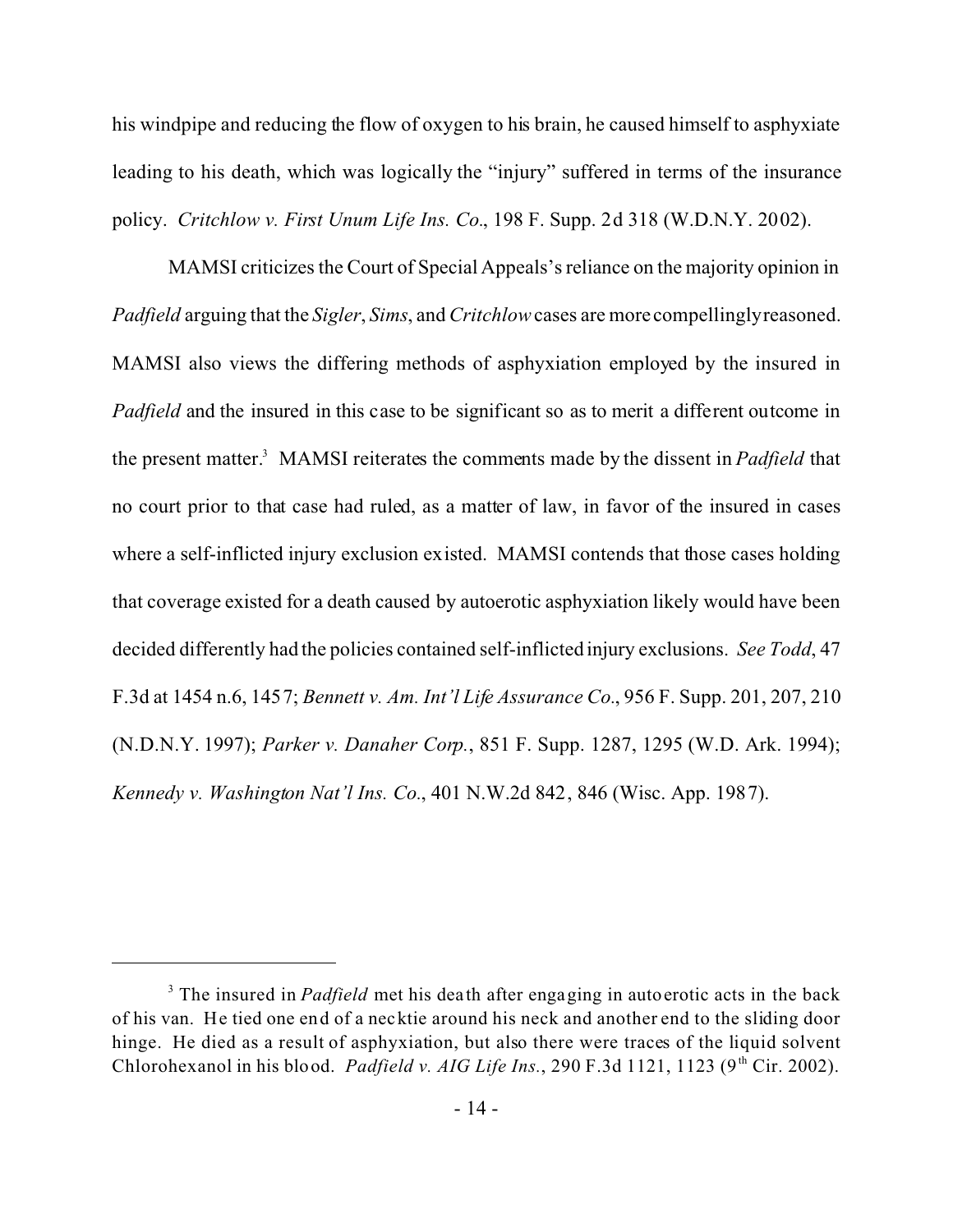his windpipe and reducing the flow of oxygen to his brain, he caused himself to asphyxiate leading to his death, which was logically the "injury" suffered in terms of the insurance policy. *Critchlow v. First Unum Life Ins. Co.*, 198 F. Supp. 2d 318 (W.D.N.Y. 2002).

MAMSI criticizes the Court of Special Appeals's reliance on the majority opinion in *Padfield* arguing that the *Sigler*, *Sims*, and *Critchlow* cases are more compellingly reasoned. MAMSI also views the differing methods of asphyxiation employed by the insured in *Padfield* and the insured in this case to be significant so as to merit a different outcome in the present matter.[3] MAMSI reiterates the comments made by the dissent in *Padfield* that no court prior to that case had ruled, as a matter of law, in favor of the insured in cases where a self-inflicted injury exclusion existed. MAMSI contends that those cases holding that coverage existed for a death caused by autoerotic asphyxiation likely would have been decided differently had the policies contained self-inflicted injury exclusions. *See Todd*, 47 F.3d at 1454 n.6, 1457; *Bennett v. Am. Int'l Life Assurance Co.*, 956 F. Supp. 201, 207, 210 (N.D.N.Y. 1997); *Parker v. Danaher Corp.*, 851 F. Supp. 1287, 1295 (W.D. Ark. 1994); *Kennedy v. Washington Nat'l Ins. Co.*, 401 N.W.2d 842, 846 (Wisc. App. 1987).

---

[3] The insured in *Padfield* met his death after engaging in autoerotic acts in the back of his van. He tied one end of a necktie around his neck and another end to the sliding door hinge. He died as a result of asphyxiation, but also there were traces of the liquid solvent Chlorohexanol in his blood. *Padfield v. AIG Life Ins.*, 290 F.3d 1121, 1123 (9th Cir. 2002).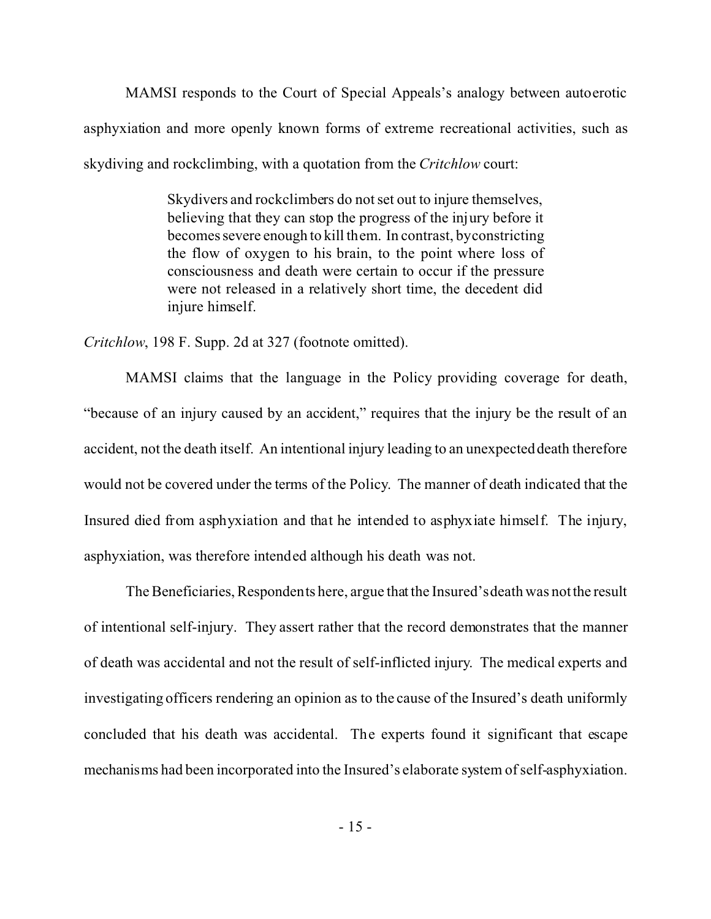MAMSI responds to the Court of Special Appeals's analogy between autoerotic asphyxiation and more openly known forms of extreme recreational activities, such as skydiving and rockclimbing, with a quotation from the *Critchlow* court:

> Skydivers and rockclimbers do not set out to injure themselves, believing that they can stop the progress of the injury before it becomes severe enough to kill them. In contrast, by constricting the flow of oxygen to his brain, to the point where loss of consciousness and death were certain to occur if the pressure were not released in a relatively short time, the decedent did injure himself.

*Critchlow*, 198 F. Supp. 2d at 327 (footnote omitted).

MAMSI claims that the language in the Policy providing coverage for death, "because of an injury caused by an accident," requires that the injury be the result of an accident, not the death itself. An intentional injury leading to an unexpected death therefore would not be covered under the terms of the Policy. The manner of death indicated that the Insured died from asphyxiation and that he intended to asphyxiate himself. The injury, asphyxiation, was therefore intended although his death was not.

The Beneficiaries, Respondents here, argue that the Insured's death was not the result of intentional self-injury. They assert rather that the record demonstrates that the manner of death was accidental and not the result of self-inflicted injury. The medical experts and investigating officers rendering an opinion as to the cause of the Insured's death uniformly concluded that his death was accidental. The experts found it significant that escape mechanisms had been incorporated into the Insured's elaborate system of self-asphyxiation.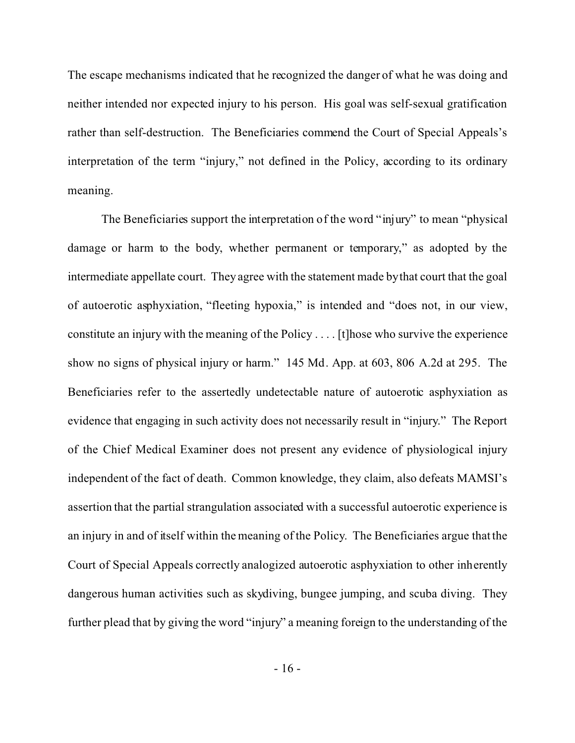The escape mechanisms indicated that he recognized the danger of what he was doing and neither intended nor expected injury to his person. His goal was self-sexual gratification rather than self-destruction. The Beneficiaries commend the Court of Special Appeals's interpretation of the term "injury," not defined in the Policy, according to its ordinary meaning.

The Beneficiaries support the interpretation of the word "injury" to mean "physical damage or harm to the body, whether permanent or temporary," as adopted by the intermediate appellate court. They agree with the statement made by that court that the goal of autoerotic asphyxiation, "fleeting hypoxia," is intended and "does not, in our view, constitute an injury with the meaning of the Policy . . . . [t]hose who survive the experience show no signs of physical injury or harm." 145 Md. App. at 603, 806 A.2d at 295. The Beneficiaries refer to the assertedly undetectable nature of autoerotic asphyxiation as evidence that engaging in such activity does not necessarily result in "injury." The Report of the Chief Medical Examiner does not present any evidence of physiological injury independent of the fact of death. Common knowledge, they claim, also defeats MAMSI's assertion that the partial strangulation associated with a successful autoerotic experience is an injury in and of itself within the meaning of the Policy. The Beneficiaries argue that the Court of Special Appeals correctly analogized autoerotic asphyxiation to other inherently dangerous human activities such as skydiving, bungee jumping, and scuba diving. They further plead that by giving the word "injury" a meaning foreign to the understanding of the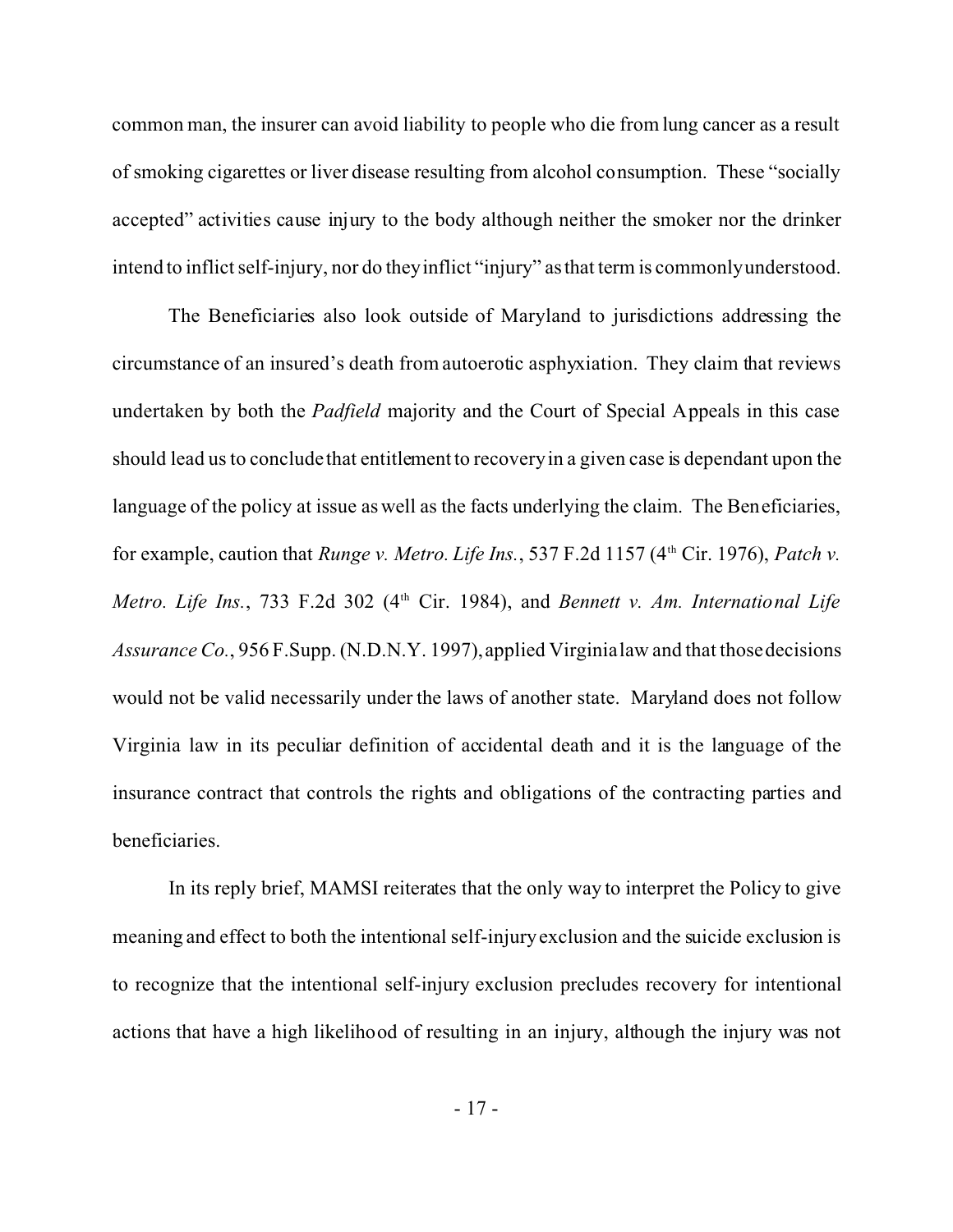common man, the insurer can avoid liability to people who die from lung cancer as a result of smoking cigarettes or liver disease resulting from alcohol consumption. These "socially accepted" activities cause injury to the body although neither the smoker nor the drinker intend to inflict self-injury, nor do they inflict "injury" as that term is commonly understood.

The Beneficiaries also look outside of Maryland to jurisdictions addressing the circumstance of an insured's death from autoerotic asphyxiation. They claim that reviews undertaken by both the *Padfield* majority and the Court of Special Appeals in this case should lead us to conclude that entitlement to recovery in a given case is dependant upon the language of the policy at issue as well as the facts underlying the claim. The Beneficiaries, for example, caution that *Runge v. Metro. Life Ins.*, 537 F.2d 1157 (4th Cir. 1976), *Patch v. Metro. Life Ins.*, 733 F.2d 302 (4th Cir. 1984), and *Bennett v. Am. International Life Assurance Co.*, 956 F.Supp. (N.D.N.Y. 1997), applied Virginia law and that those decisions would not be valid necessarily under the laws of another state. Maryland does not follow Virginia law in its peculiar definition of accidental death and it is the language of the insurance contract that controls the rights and obligations of the contracting parties and beneficiaries.

In its reply brief, MAMSI reiterates that the only way to interpret the Policy to give meaning and effect to both the intentional self-injury exclusion and the suicide exclusion is to recognize that the intentional self-injury exclusion precludes recovery for intentional actions that have a high likelihood of resulting in an injury, although the injury was not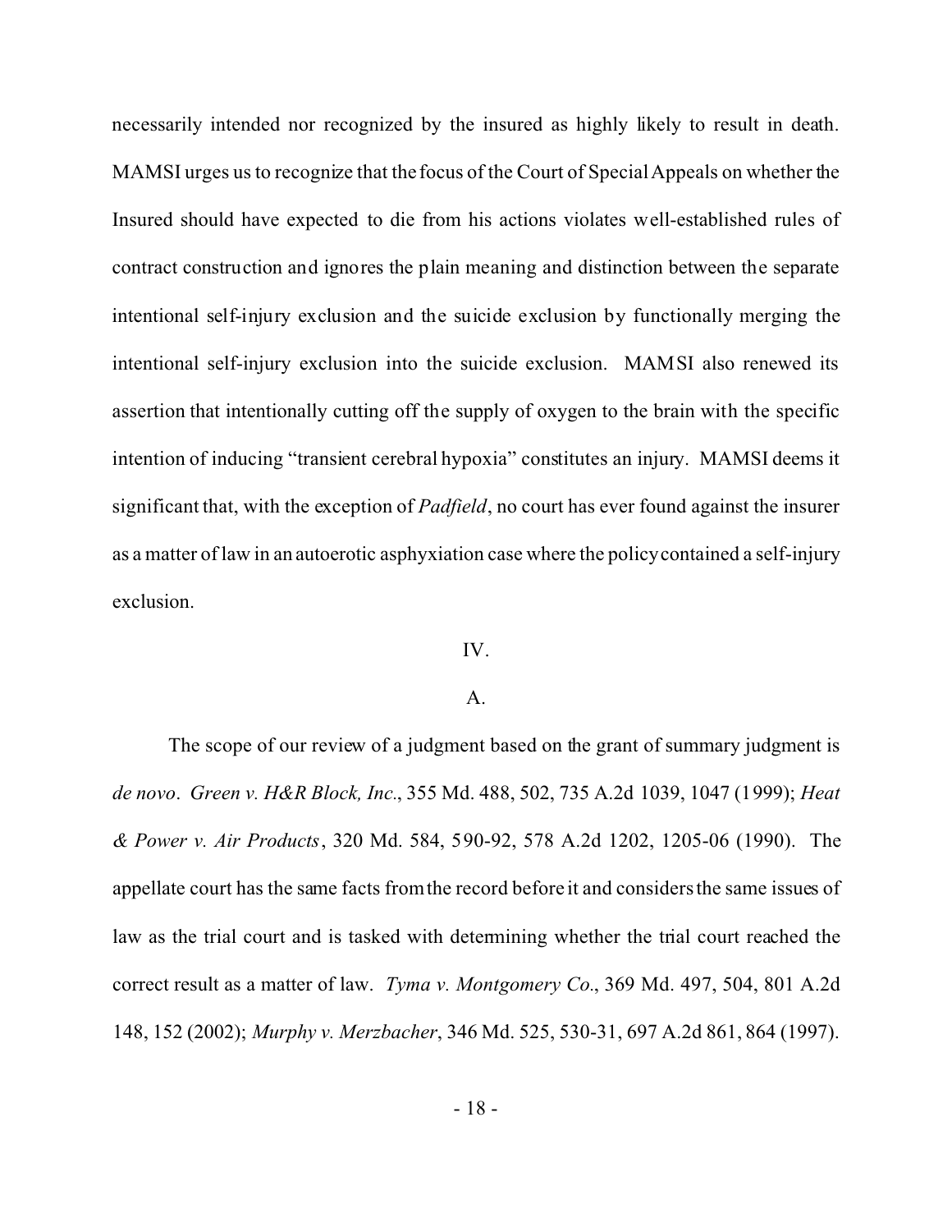necessarily intended nor recognized by the insured as highly likely to result in death. MAMSI urges us to recognize that the focus of the Court of Special Appeals on whether the Insured should have expected to die from his actions violates well-established rules of contract construction and ignores the plain meaning and distinction between the separate intentional self-injury exclusion and the suicide exclusion by functionally merging the intentional self-injury exclusion into the suicide exclusion. MAMSI also renewed its assertion that intentionally cutting off the supply of oxygen to the brain with the specific intention of inducing "transient cerebral hypoxia" constitutes an injury. MAMSI deems it significant that, with the exception of *Padfield*, no court has ever found against the insurer as a matter of law in an autoerotic asphyxiation case where the policy contained a self-injury exclusion.

IV.

A.

The scope of our review of a judgment based on the grant of summary judgment is *de novo*. *Green v. H&R Block, Inc.*, 355 Md. 488, 502, 735 A.2d 1039, 1047 (1999); *Heat & Power v. Air Products*, 320 Md. 584, 590-92, 578 A.2d 1202, 1205-06 (1990). The appellate court has the same facts from the record before it and considers the same issues of law as the trial court and is tasked with determining whether the trial court reached the correct result as a matter of law. *Tyma v. Montgomery Co.*, 369 Md. 497, 504, 801 A.2d 148, 152 (2002); *Murphy v. Merzbacher*, 346 Md. 525, 530-31, 697 A.2d 861, 864 (1997).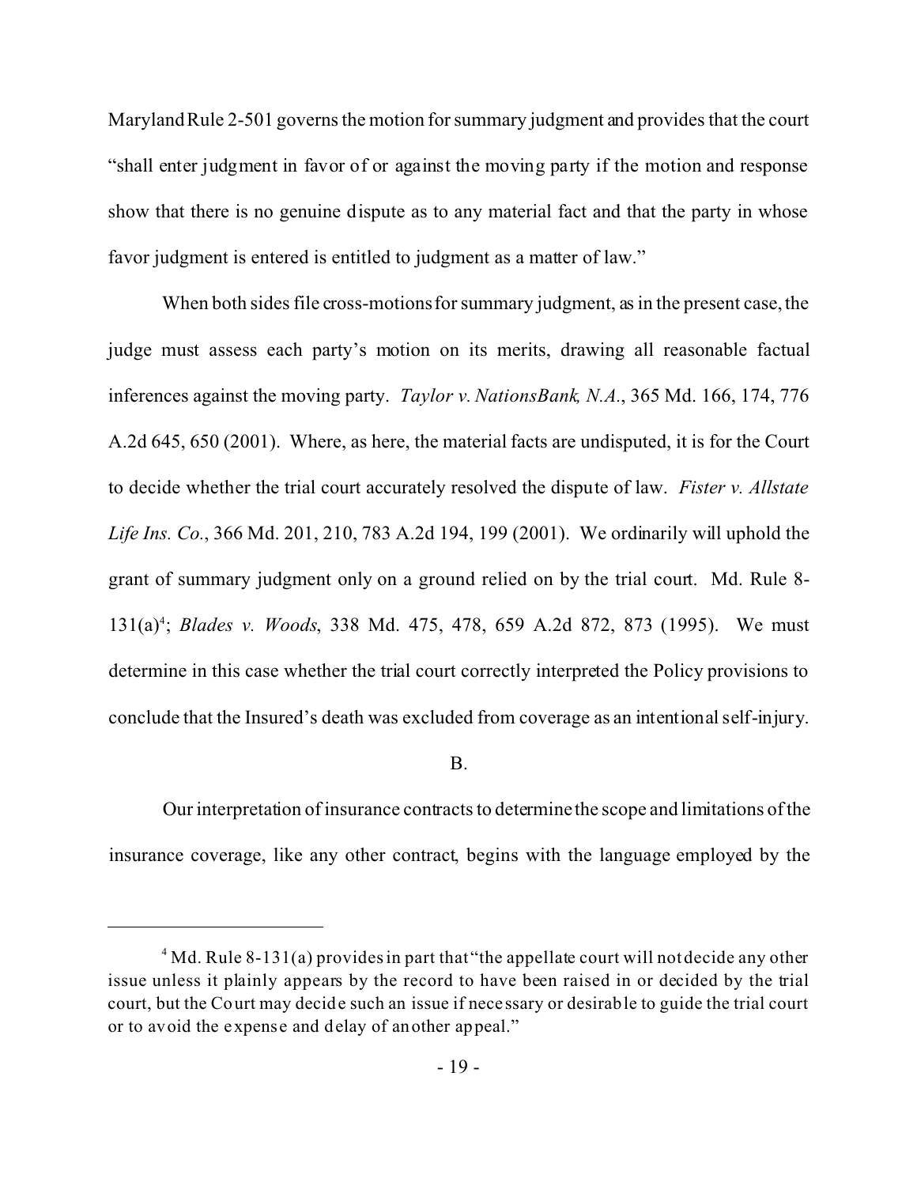Maryland Rule 2-501 governs the motion for summary judgment and provides that the court "shall enter judgment in favor of or against the moving party if the motion and response show that there is no genuine dispute as to any material fact and that the party in whose favor judgment is entered is entitled to judgment as a matter of law."

When both sides file cross-motions for summary judgment, as in the present case, the judge must assess each party's motion on its merits, drawing all reasonable factual inferences against the moving party. *Taylor v. NationsBank, N.A.*, 365 Md. 166, 174, 776 A.2d 645, 650 (2001). Where, as here, the material facts are undisputed, it is for the Court to decide whether the trial court accurately resolved the dispute of law. *Fister v. Allstate Life Ins. Co.*, 366 Md. 201, 210, 783 A.2d 194, 199 (2001). We ordinarily will uphold the grant of summary judgment only on a ground relied on by the trial court. Md. Rule 8-131(a)[4]; *Blades v. Woods*, 338 Md. 475, 478, 659 A.2d 872, 873 (1995). We must determine in this case whether the trial court correctly interpreted the Policy provisions to conclude that the Insured's death was excluded from coverage as an intentional self-injury.

B.

Our interpretation of insurance contracts to determine the scope and limitations of the insurance coverage, like any other contract, begins with the language employed by the

---

[4] Md. Rule 8-131(a) provides in part that "the appellate court will not decide any other issue unless it plainly appears by the record to have been raised in or decided by the trial court, but the Court may decide such an issue if necessary or desirable to guide the trial court or to avoid the expense and delay of another appeal."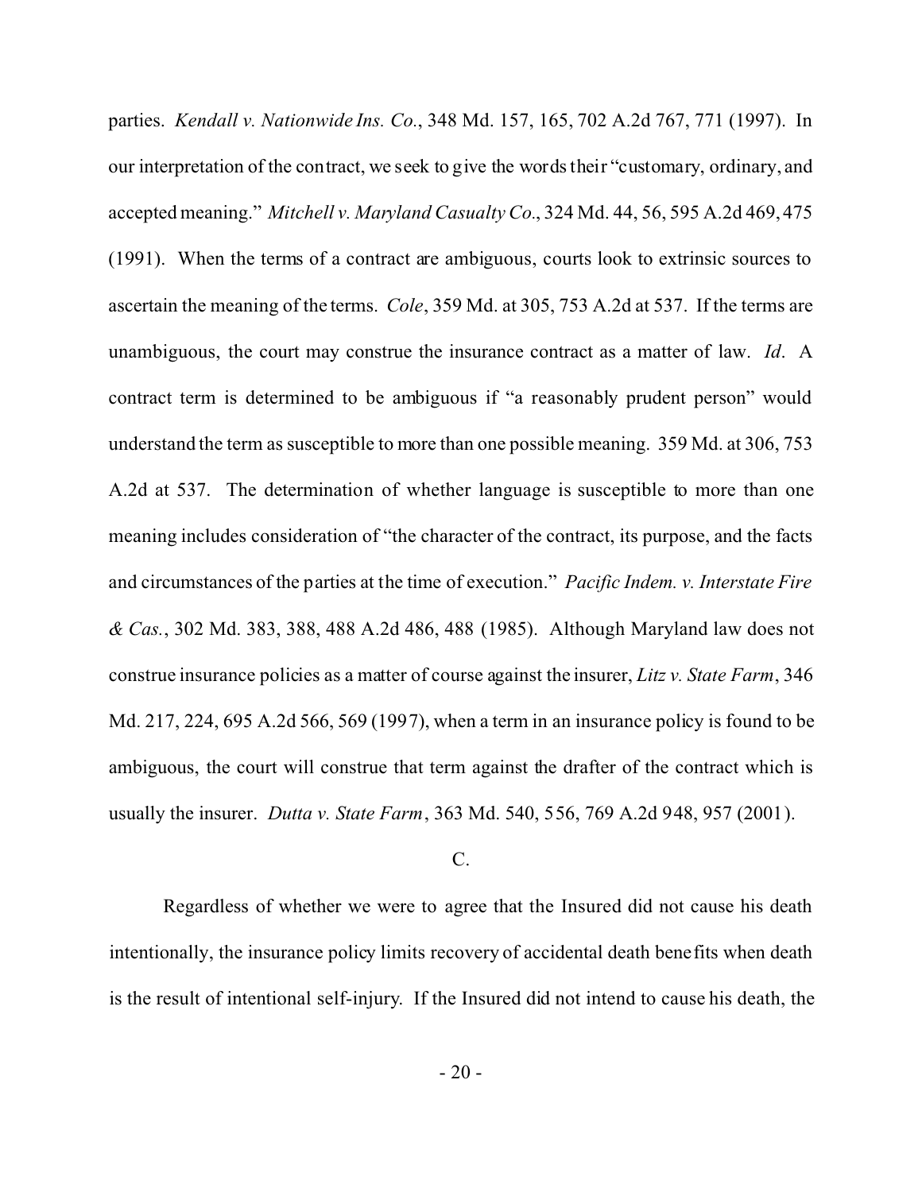parties. *Kendall v. Nationwide Ins. Co.*, 348 Md. 157, 165, 702 A.2d 767, 771 (1997). In our interpretation of the contract, we seek to give the words their "customary, ordinary, and accepted meaning." *Mitchell v. Maryland Casualty Co.*, 324 Md. 44, 56, 595 A.2d 469, 475 (1991). When the terms of a contract are ambiguous, courts look to extrinsic sources to ascertain the meaning of the terms. *Cole*, 359 Md. at 305, 753 A.2d at 537. If the terms are unambiguous, the court may construe the insurance contract as a matter of law. *Id*. A contract term is determined to be ambiguous if "a reasonably prudent person" would understand the term as susceptible to more than one possible meaning. 359 Md. at 306, 753 A.2d at 537. The determination of whether language is susceptible to more than one meaning includes consideration of "the character of the contract, its purpose, and the facts and circumstances of the parties at the time of execution." *Pacific Indem. v. Interstate Fire & Cas.*, 302 Md. 383, 388, 488 A.2d 486, 488 (1985). Although Maryland law does not construe insurance policies as a matter of course against the insurer, *Litz v. State Farm*, 346 Md. 217, 224, 695 A.2d 566, 569 (1997), when a term in an insurance policy is found to be ambiguous, the court will construe that term against the drafter of the contract which is usually the insurer. *Dutta v. State Farm*, 363 Md. 540, 556, 769 A.2d 948, 957 (2001).

C.

Regardless of whether we were to agree that the Insured did not cause his death intentionally, the insurance policy limits recovery of accidental death benefits when death is the result of intentional self-injury. If the Insured did not intend to cause his death, the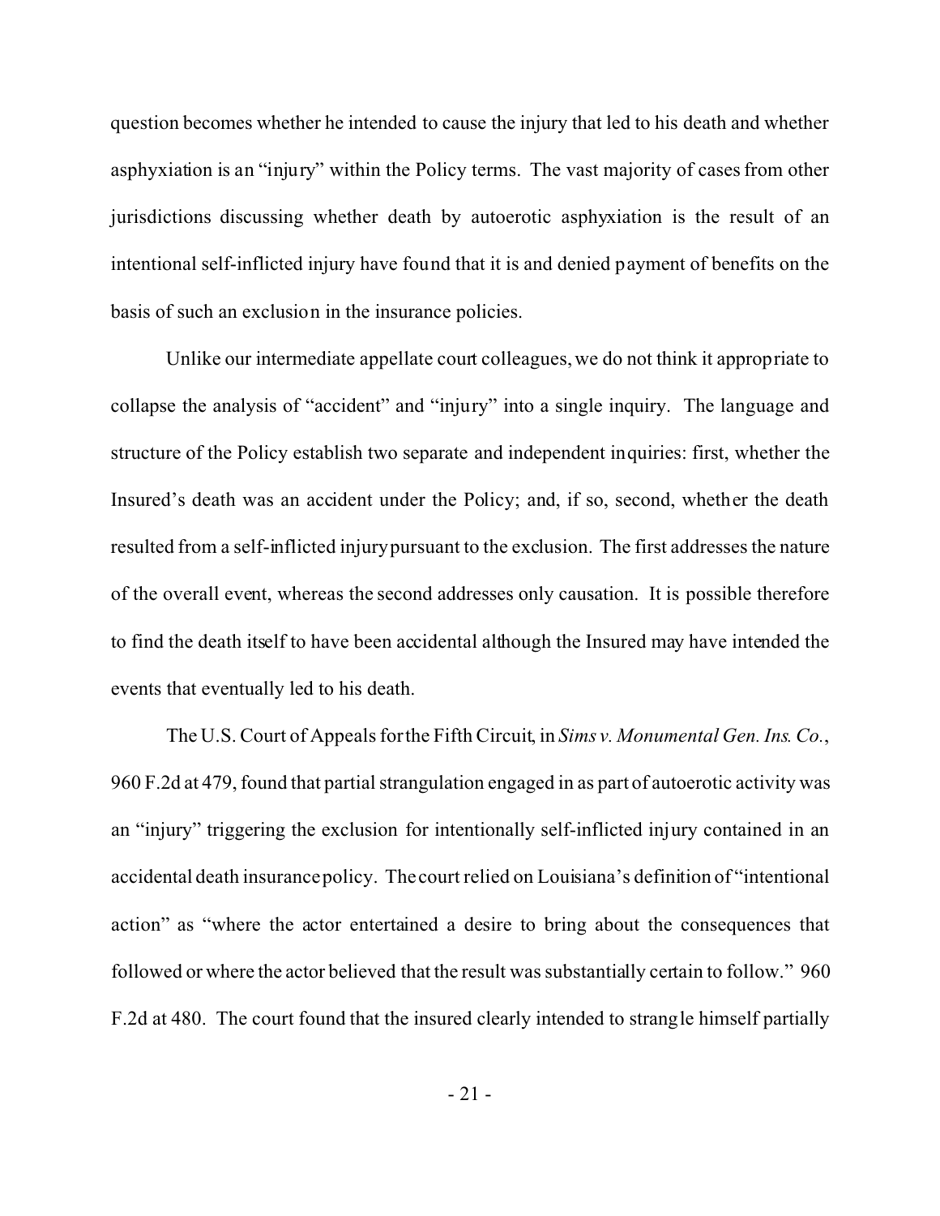question becomes whether he intended to cause the injury that led to his death and whether asphyxiation is an "injury" within the Policy terms. The vast majority of cases from other jurisdictions discussing whether death by autoerotic asphyxiation is the result of an intentional self-inflicted injury have found that it is and denied payment of benefits on the basis of such an exclusion in the insurance policies.

Unlike our intermediate appellate court colleagues, we do not think it appropriate to collapse the analysis of "accident" and "injury" into a single inquiry. The language and structure of the Policy establish two separate and independent inquiries: first, whether the Insured's death was an accident under the Policy; and, if so, second, whether the death resulted from a self-inflicted injury pursuant to the exclusion. The first addresses the nature of the overall event, whereas the second addresses only causation. It is possible therefore to find the death itself to have been accidental although the Insured may have intended the events that eventually led to his death.

The U.S. Court of Appeals for the Fifth Circuit, in *Sims v. Monumental Gen. Ins. Co.*, 960 F.2d at 479, found that partial strangulation engaged in as part of autoerotic activity was an "injury" triggering the exclusion for intentionally self-inflicted injury contained in an accidental death insurance policy. The court relied on Louisiana's definition of "intentional action" as "where the actor entertained a desire to bring about the consequences that followed or where the actor believed that the result was substantially certain to follow." 960 F.2d at 480. The court found that the insured clearly intended to strangle himself partially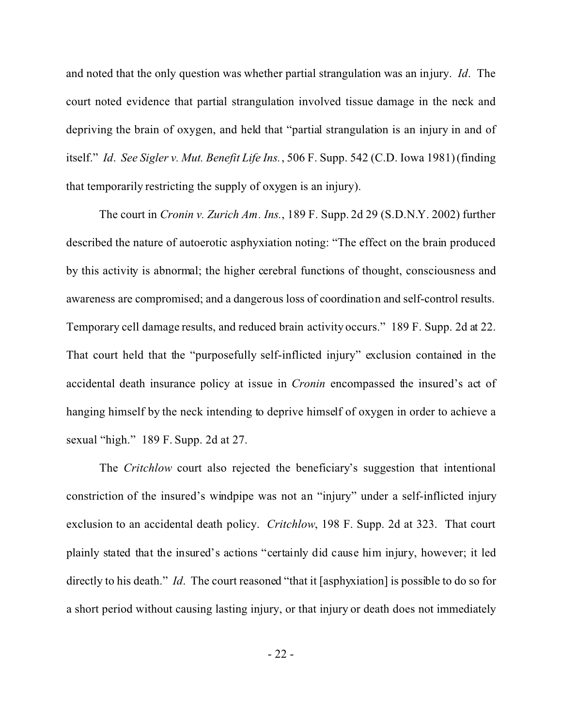and noted that the only question was whether partial strangulation was an injury. *Id*. The court noted evidence that partial strangulation involved tissue damage in the neck and depriving the brain of oxygen, and held that "partial strangulation is an injury in and of itself." *Id*. *See Sigler v. Mut. Benefit Life Ins.*, 506 F. Supp. 542 (C.D. Iowa 1981) (finding that temporarily restricting the supply of oxygen is an injury).

The court in *Cronin v. Zurich Am. Ins.*, 189 F. Supp. 2d 29 (S.D.N.Y. 2002) further described the nature of autoerotic asphyxiation noting: "The effect on the brain produced by this activity is abnormal; the higher cerebral functions of thought, consciousness and awareness are compromised; and a dangerous loss of coordination and self-control results. Temporary cell damage results, and reduced brain activity occurs." 189 F. Supp. 2d at 22. That court held that the "purposefully self-inflicted injury" exclusion contained in the accidental death insurance policy at issue in *Cronin* encompassed the insured's act of hanging himself by the neck intending to deprive himself of oxygen in order to achieve a sexual "high." 189 F. Supp. 2d at 27.

The *Critchlow* court also rejected the beneficiary's suggestion that intentional constriction of the insured's windpipe was not an "injury" under a self-inflicted injury exclusion to an accidental death policy. *Critchlow*, 198 F. Supp. 2d at 323. That court plainly stated that the insured's actions "certainly did cause him injury, however; it led directly to his death." *Id*. The court reasoned "that it [asphyxiation] is possible to do so for a short period without causing lasting injury, or that injury or death does not immediately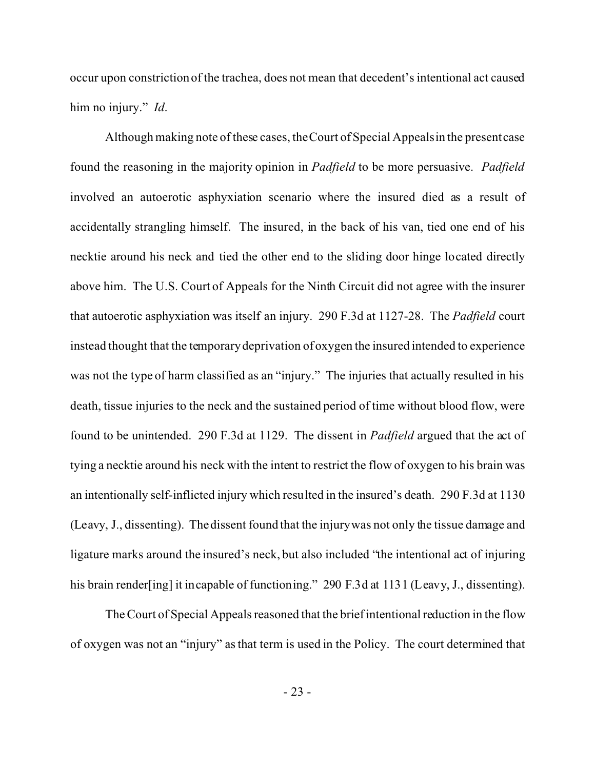occur upon constriction of the trachea, does not mean that decedent's intentional act caused him no injury." *Id*.

Although making note of these cases, the Court of Special Appeals in the present case found the reasoning in the majority opinion in *Padfield* to be more persuasive. *Padfield* involved an autoerotic asphyxiation scenario where the insured died as a result of accidentally strangling himself. The insured, in the back of his van, tied one end of his necktie around his neck and tied the other end to the sliding door hinge located directly above him. The U.S. Court of Appeals for the Ninth Circuit did not agree with the insurer that autoerotic asphyxiation was itself an injury. 290 F.3d at 1127-28. The *Padfield* court instead thought that the temporary deprivation of oxygen the insured intended to experience was not the type of harm classified as an "injury." The injuries that actually resulted in his death, tissue injuries to the neck and the sustained period of time without blood flow, were found to be unintended. 290 F.3d at 1129. The dissent in *Padfield* argued that the act of tying a necktie around his neck with the intent to restrict the flow of oxygen to his brain was an intentionally self-inflicted injury which resulted in the insured's death. 290 F.3d at 1130 (Leavy, J., dissenting). The dissent found that the injury was not only the tissue damage and ligature marks around the insured's neck, but also included "the intentional act of injuring his brain render[ing] it incapable of functioning." 290 F.3d at 1131 (Leavy, J., dissenting).

The Court of Special Appeals reasoned that the brief intentional reduction in the flow of oxygen was not an "injury" as that term is used in the Policy. The court determined that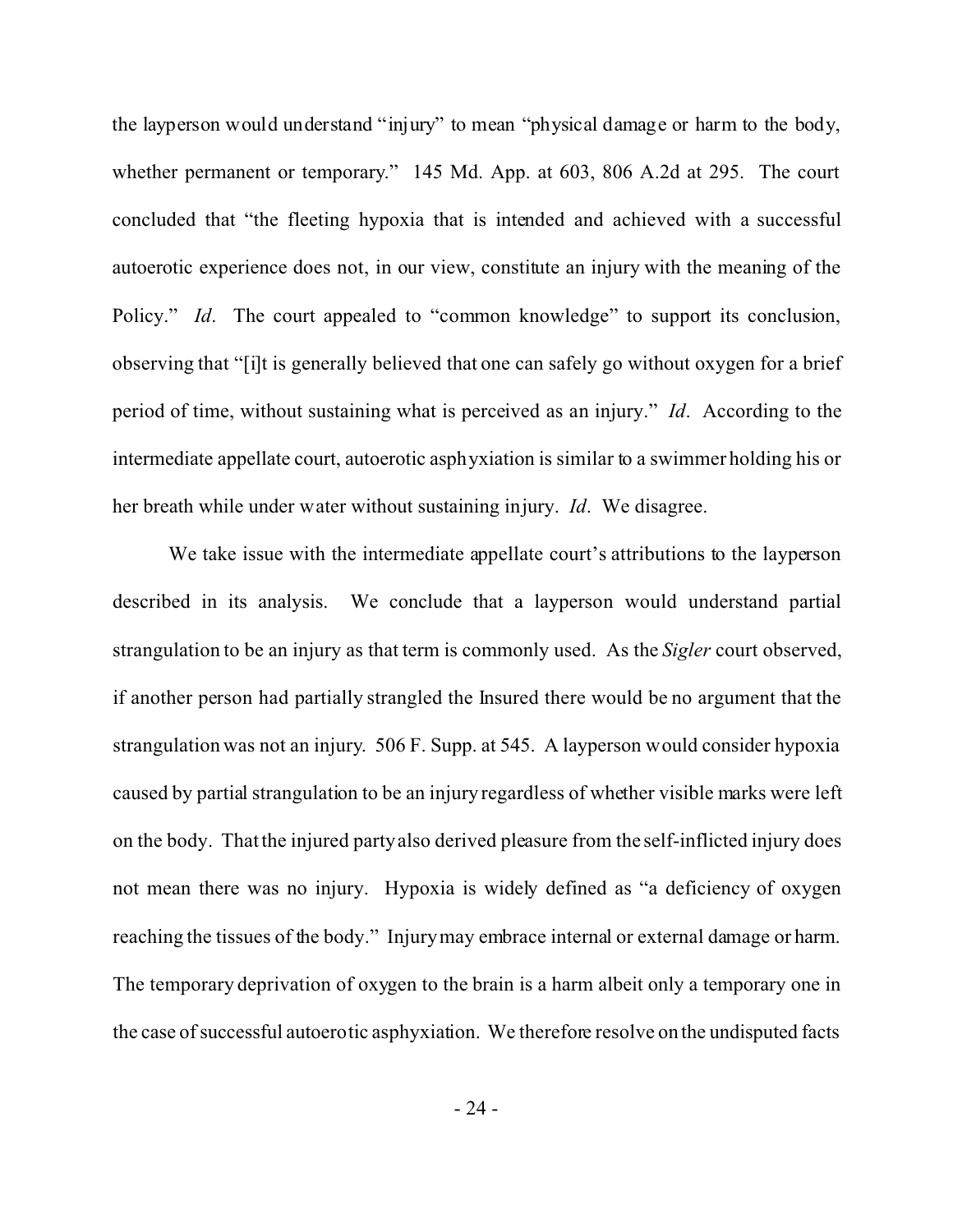the layperson would understand "injury" to mean "physical damage or harm to the body, whether permanent or temporary." 145 Md. App. at 603, 806 A.2d at 295. The court concluded that "the fleeting hypoxia that is intended and achieved with a successful autoerotic experience does not, in our view, constitute an injury with the meaning of the Policy." *Id*. The court appealed to "common knowledge" to support its conclusion, observing that "[i]t is generally believed that one can safely go without oxygen for a brief period of time, without sustaining what is perceived as an injury." *Id*. According to the intermediate appellate court, autoerotic asphyxiation is similar to a swimmer holding his or her breath while under water without sustaining injury. *Id*. We disagree.

We take issue with the intermediate appellate court's attributions to the layperson described in its analysis. We conclude that a layperson would understand partial strangulation to be an injury as that term is commonly used. As the *Sigler* court observed, if another person had partially strangled the Insured there would be no argument that the strangulation was not an injury. 506 F. Supp. at 545. A layperson would consider hypoxia caused by partial strangulation to be an injury regardless of whether visible marks were left on the body. That the injured party also derived pleasure from the self-inflicted injury does not mean there was no injury. Hypoxia is widely defined as "a deficiency of oxygen reaching the tissues of the body." Injury may embrace internal or external damage or harm. The temporary deprivation of oxygen to the brain is a harm albeit only a temporary one in the case of successful autoerotic asphyxiation. We therefore resolve on the undisputed facts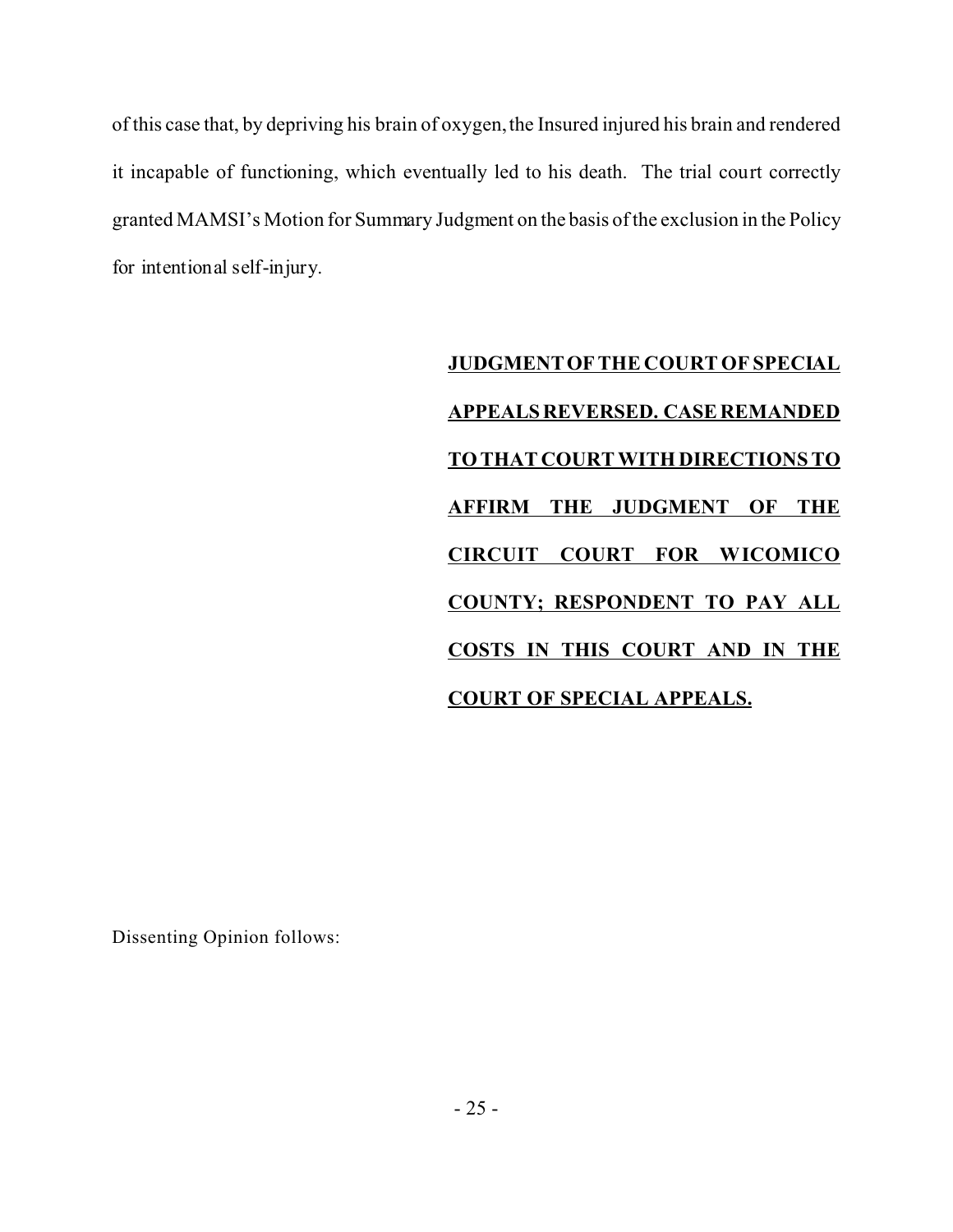of this case that, by depriving his brain of oxygen, the Insured injured his brain and rendered it incapable of functioning, which eventually led to his death. The trial court correctly granted MAMSI's Motion for Summary Judgment on the basis of the exclusion in the Policy for intentional self-injury.

**<u>JUDGMENT OF THE COURT OF SPECIAL APPEALS REVERSED. CASE REMANDED TO THAT COURT WITH DIRECTIONS TO AFFIRM THE JUDGMENT OF THE CIRCUIT COURT FOR WICOMICO COUNTY; RESPONDENT TO PAY ALL COSTS IN THIS COURT AND IN THE COURT OF SPECIAL APPEALS.</u>**

Dissenting Opinion follows: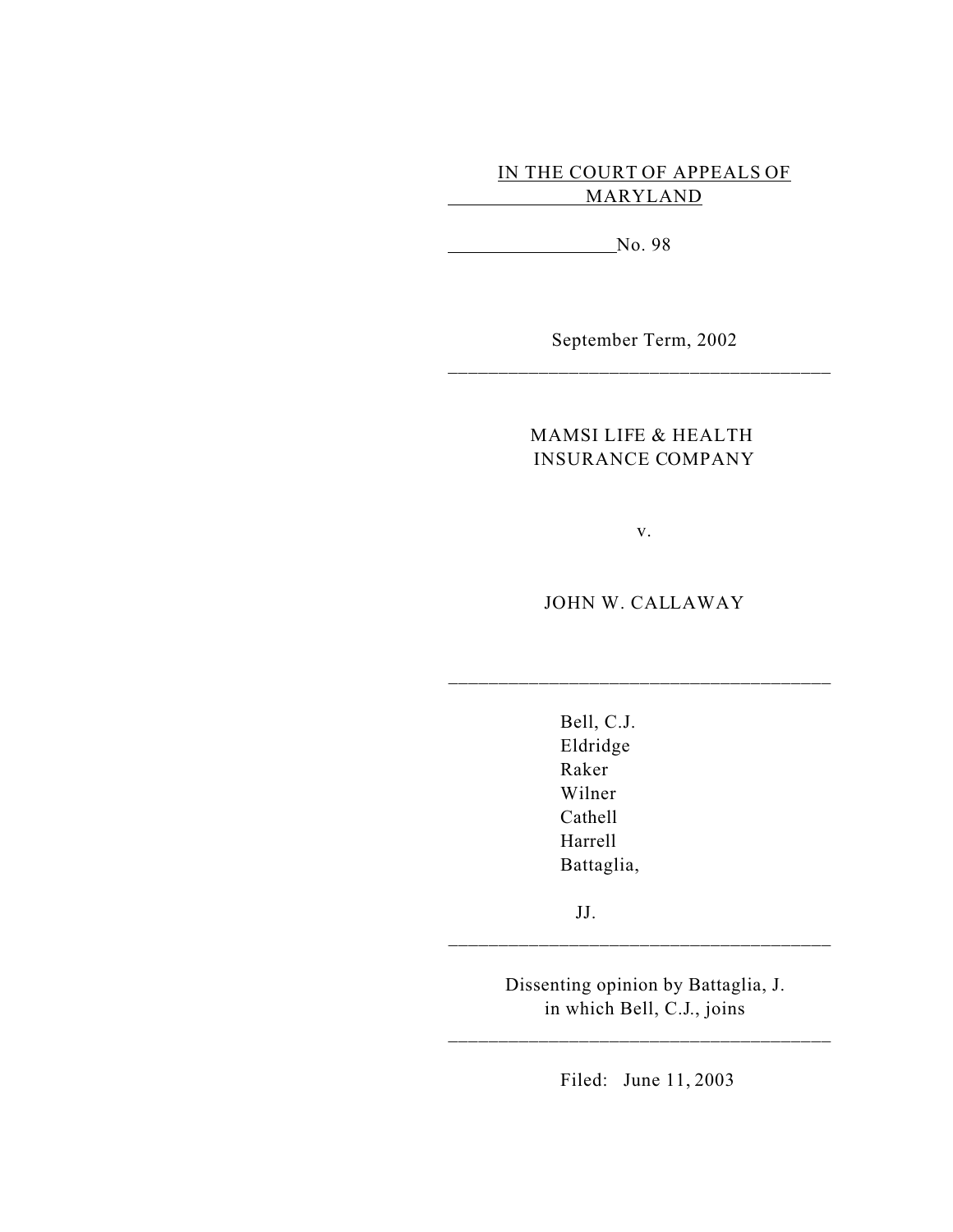IN THE COURT OF APPEALS OF MARYLAND

No. 98

September Term, 2002

---

MAMSI LIFE & HEALTH INSURANCE COMPANY

v.

JOHN W. CALLAWAY

---

Bell, C.J.
Eldridge
Raker
Wilner
Cathell
Harrell
Battaglia,

JJ.

---

Dissenting opinion by Battaglia, J.
in which Bell, C.J., joins

---

Filed: June 11, 2003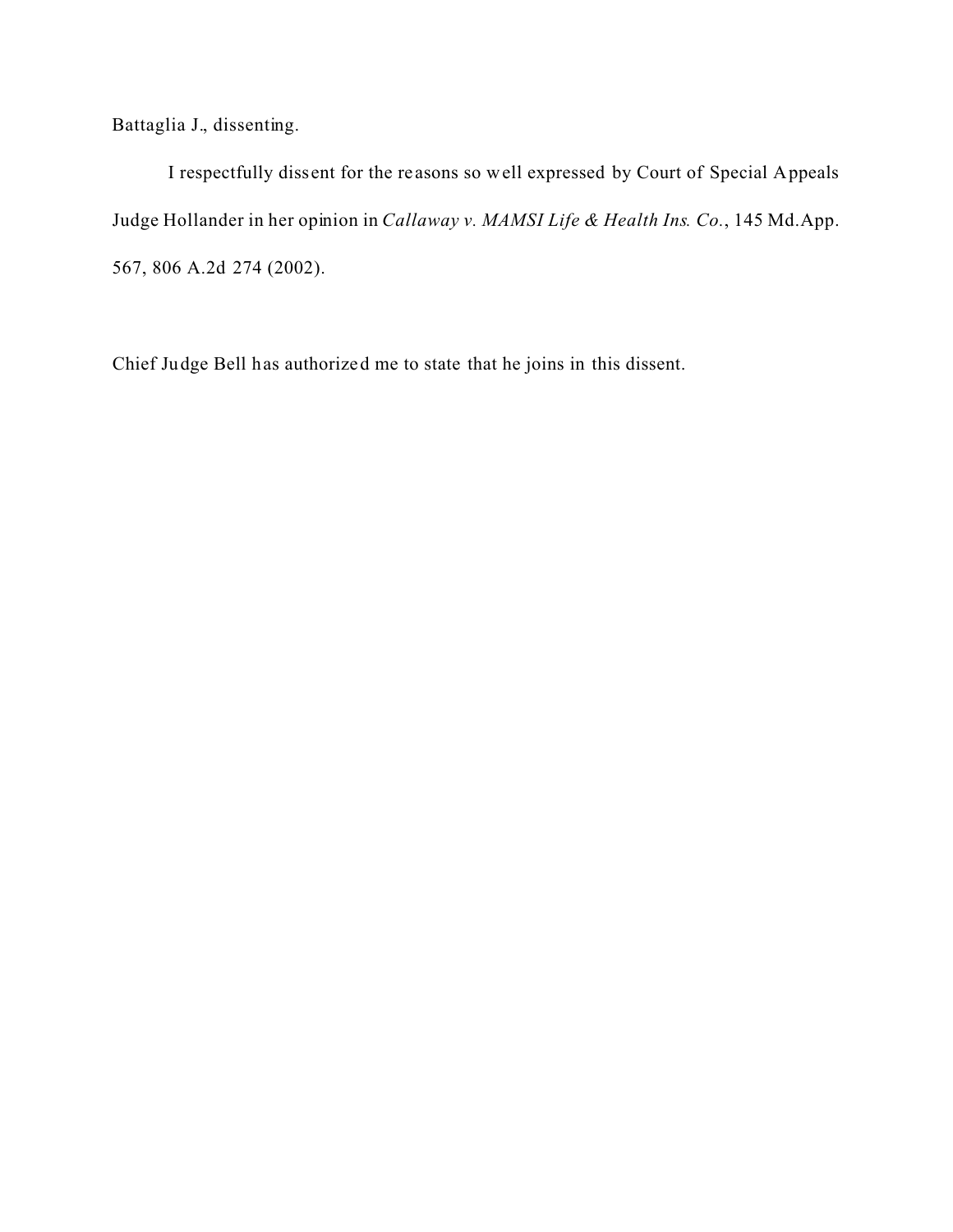Battaglia J., dissenting.

I respectfully dissent for the reasons so well expressed by Court of Special Appeals Judge Hollander in her opinion in *Callaway v. MAMSI Life & Health Ins. Co.*, 145 Md.App. 567, 806 A.2d 274 (2002).

Chief Judge Bell has authorized me to state that he joins in this dissent.